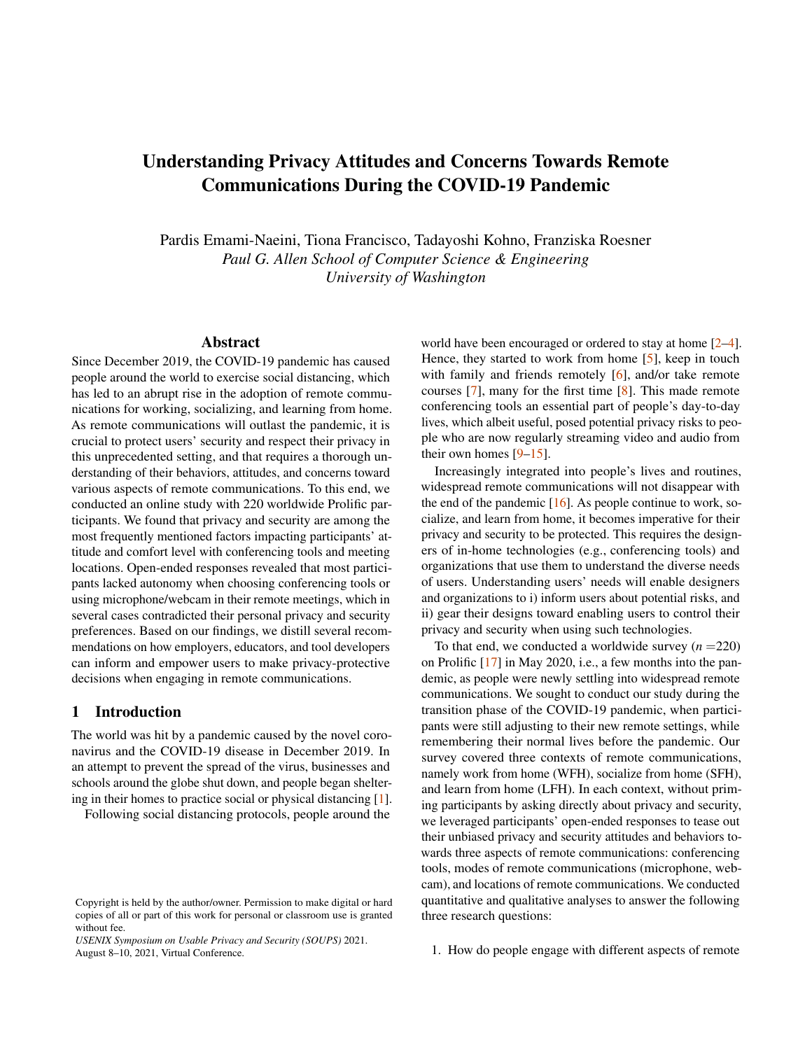# Understanding Privacy Attitudes and Concerns Towards Remote Communications During the COVID-19 Pandemic

Pardis Emami-Naeini, Tiona Francisco, Tadayoshi Kohno, Franziska Roesner
*Paul G. Allen School of Computer Science & Engineering*
*University of Washington*

## Abstract

Since December 2019, the COVID-19 pandemic has caused people around the world to exercise social distancing, which has led to an abrupt rise in the adoption of remote communications for working, socializing, and learning from home. As remote communications will outlast the pandemic, it is crucial to protect users' security and respect their privacy in this unprecedented setting, and that requires a thorough understanding of their behaviors, attitudes, and concerns toward various aspects of remote communications. To this end, we conducted an online study with 220 worldwide Prolific participants. We found that privacy and security are among the most frequently mentioned factors impacting participants' attitude and comfort level with conferencing tools and meeting locations. Open-ended responses revealed that most participants lacked autonomy when choosing conferencing tools or using microphone/webcam in their remote meetings, which in several cases contradicted their personal privacy and security preferences. Based on our findings, we distill several recommendations on how employers, educators, and tool developers can inform and empower users to make privacy-protective decisions when engaging in remote communications.

## 1 Introduction

The world was hit by a pandemic caused by the novel coronavirus and the COVID-19 disease in December 2019. In an attempt to prevent the spread of the virus, businesses and schools around the globe shut down, and people began sheltering in their homes to practice social or physical distancing [1].

Following social distancing protocols, people around the world have been encouraged or ordered to stay at home [2–4]. Hence, they started to work from home [5], keep in touch with family and friends remotely [6], and/or take remote courses [7], many for the first time [8]. This made remote conferencing tools an essential part of people's day-to-day lives, which albeit useful, posed potential privacy risks to people who are now regularly streaming video and audio from their own homes [9–15].

Increasingly integrated into people's lives and routines, widespread remote communications will not disappear with the end of the pandemic [16]. As people continue to work, socialize, and learn from home, it becomes imperative for their privacy and security to be protected. This requires the designers of in-home technologies (e.g., conferencing tools) and organizations that use them to understand the diverse needs of users. Understanding users' needs will enable designers and organizations to i) inform users about potential risks, and ii) gear their designs toward enabling users to control their privacy and security when using such technologies.

To that end, we conducted a worldwide survey ($n = 220$) on Prolific [17] in May 2020, i.e., a few months into the pandemic, as people were newly settling into widespread remote communications. We sought to conduct our study during the transition phase of the COVID-19 pandemic, when participants were still adjusting to their new remote settings, while remembering their normal lives before the pandemic. Our survey covered three contexts of remote communications, namely work from home (WFH), socialize from home (SFH), and learn from home (LFH). In each context, without priming participants by asking directly about privacy and security, we leveraged participants' open-ended responses to tease out their unbiased privacy and security attitudes and behaviors towards three aspects of remote communications: conferencing tools, modes of remote communications (microphone, webcam), and locations of remote communications. We conducted quantitative and qualitative analyses to answer the following three research questions:

1. How do people engage with different aspects of remote

Copyright is held by the author/owner. Permission to make digital or hard copies of all or part of this work for personal or classroom use is granted without fee.
*USENIX Symposium on Usable Privacy and Security (SOUPS)* 2021. August 8–10, 2021, Virtual Conference.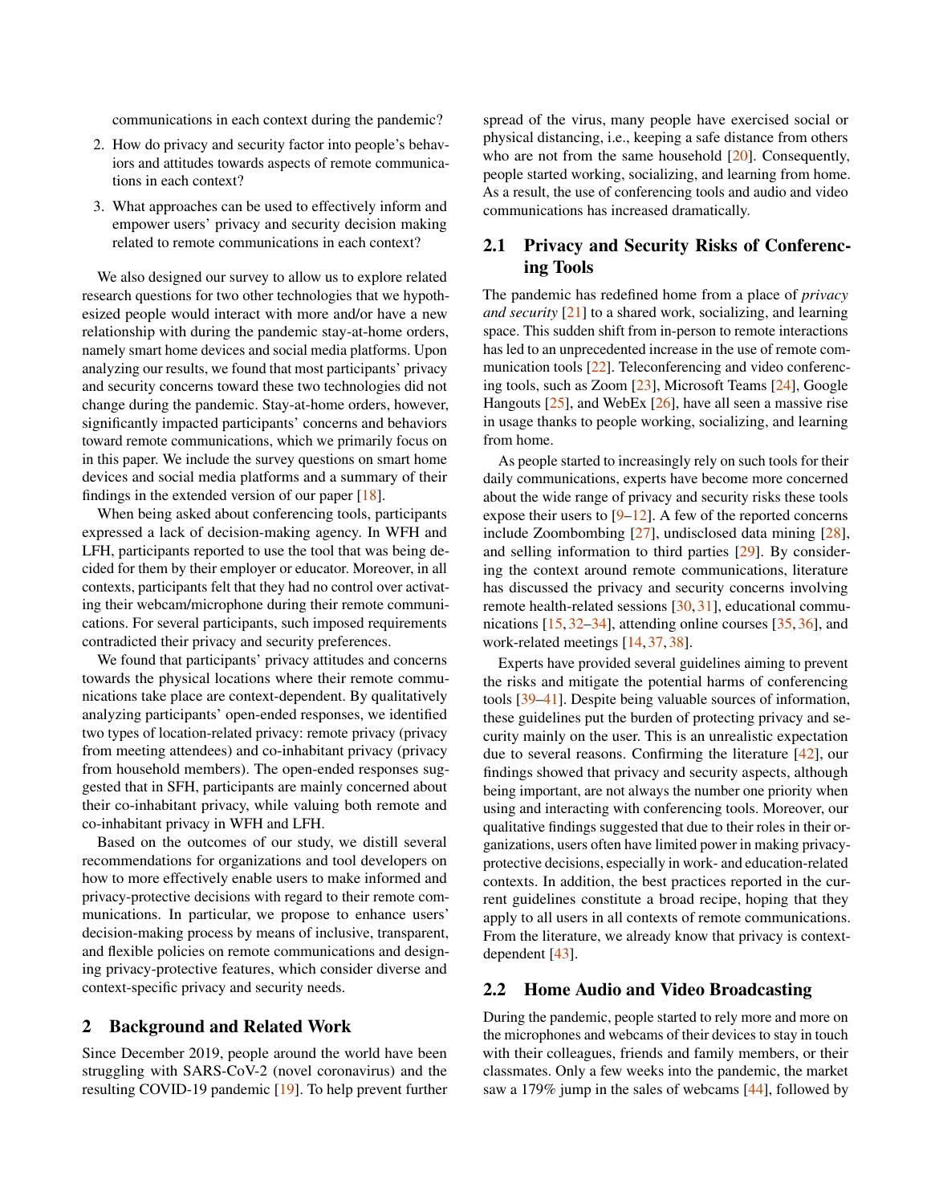communications in each context during the pandemic?

2. How do privacy and security factor into people's behaviors and attitudes towards aspects of remote communications in each context?
3. What approaches can be used to effectively inform and empower users' privacy and security decision making related to remote communications in each context?

We also designed our survey to allow us to explore related research questions for two other technologies that we hypothesized people would interact with more and/or have a new relationship with during the pandemic stay-at-home orders, namely smart home devices and social media platforms. Upon analyzing our results, we found that most participants' privacy and security concerns toward these two technologies did not change during the pandemic. Stay-at-home orders, however, significantly impacted participants' concerns and behaviors toward remote communications, which we primarily focus on in this paper. We include the survey questions on smart home devices and social media platforms and a summary of their findings in the extended version of our paper [18].

When being asked about conferencing tools, participants expressed a lack of decision-making agency. In WFH and LFH, participants reported to use the tool that was being decided for them by their employer or educator. Moreover, in all contexts, participants felt that they had no control over activating their webcam/microphone during their remote communications. For several participants, such imposed requirements contradicted their privacy and security preferences.

We found that participants' privacy attitudes and concerns towards the physical locations where their remote communications take place are context-dependent. By qualitatively analyzing participants' open-ended responses, we identified two types of location-related privacy: remote privacy (privacy from meeting attendees) and co-inhabitant privacy (privacy from household members). The open-ended responses suggested that in SFH, participants are mainly concerned about their co-inhabitant privacy, while valuing both remote and co-inhabitant privacy in WFH and LFH.

Based on the outcomes of our study, we distill several recommendations for organizations and tool developers on how to more effectively enable users to make informed and privacy-protective decisions with regard to their remote communications. In particular, we propose to enhance users' decision-making process by means of inclusive, transparent, and flexible policies on remote communications and designing privacy-protective features, which consider diverse and context-specific privacy and security needs.

## 2 Background and Related Work

Since December 2019, people around the world have been struggling with SARS-CoV-2 (novel coronavirus) and the resulting COVID-19 pandemic [19]. To help prevent further spread of the virus, many people have exercised social or physical distancing, i.e., keeping a safe distance from others who are not from the same household [20]. Consequently, people started working, socializing, and learning from home. As a result, the use of conferencing tools and audio and video communications has increased dramatically.

### 2.1 Privacy and Security Risks of Conferencing Tools

The pandemic has redefined home from a place of *privacy and security* [21] to a shared work, socializing, and learning space. This sudden shift from in-person to remote interactions has led to an unprecedented increase in the use of remote communication tools [22]. Teleconferencing and video conferencing tools, such as Zoom [23], Microsoft Teams [24], Google Hangouts [25], and WebEx [26], have all seen a massive rise in usage thanks to people working, socializing, and learning from home.

As people started to increasingly rely on such tools for their daily communications, experts have become more concerned about the wide range of privacy and security risks these tools expose their users to [9–12]. A few of the reported concerns include Zoombombing [27], undisclosed data mining [28], and selling information to third parties [29]. By considering the context around remote communications, literature has discussed the privacy and security concerns involving remote health-related sessions [30, 31], educational communications [15, 32–34], attending online courses [35, 36], and work-related meetings [14, 37, 38].

Experts have provided several guidelines aiming to prevent the risks and mitigate the potential harms of conferencing tools [39–41]. Despite being valuable sources of information, these guidelines put the burden of protecting privacy and security mainly on the user. This is an unrealistic expectation due to several reasons. Confirming the literature [42], our findings showed that privacy and security aspects, although being important, are not always the number one priority when using and interacting with conferencing tools. Moreover, our qualitative findings suggested that due to their roles in their organizations, users often have limited power in making privacy-protective decisions, especially in work- and education-related contexts. In addition, the best practices reported in the current guidelines constitute a broad recipe, hoping that they apply to all users in all contexts of remote communications. From the literature, we already know that privacy is context-dependent [43].

### 2.2 Home Audio and Video Broadcasting

During the pandemic, people started to rely more and more on the microphones and webcams of their devices to stay in touch with their colleagues, friends and family members, or their classmates. Only a few weeks into the pandemic, the market saw a 179% jump in the sales of webcams [44], followed by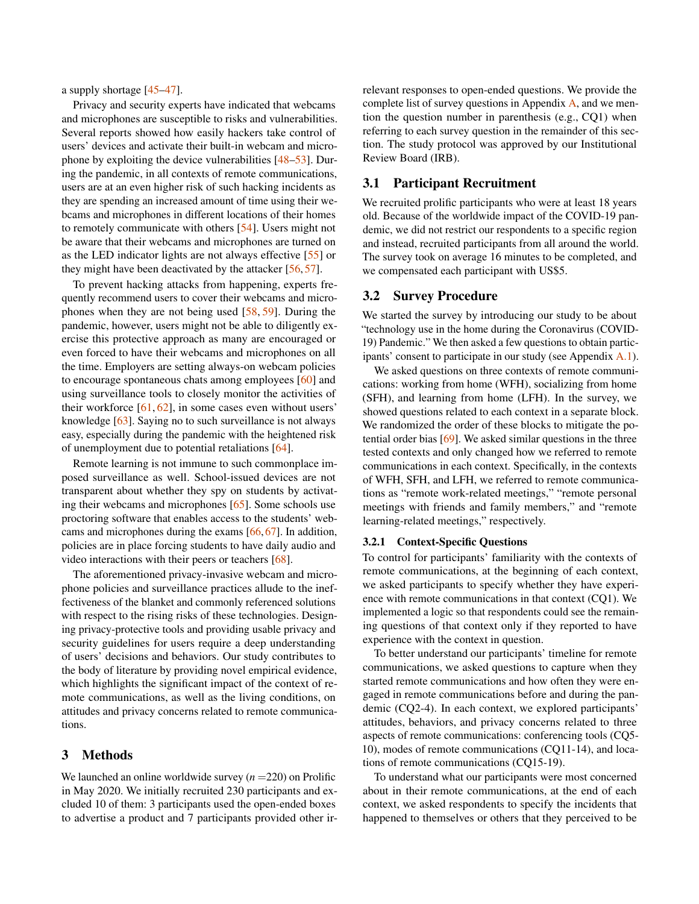a supply shortage [45–47].

Privacy and security experts have indicated that webcams and microphones are susceptible to risks and vulnerabilities. Several reports showed how easily hackers take control of users' devices and activate their built-in webcam and microphone by exploiting the device vulnerabilities [48–53]. During the pandemic, in all contexts of remote communications, users are at an even higher risk of such hacking incidents as they are spending an increased amount of time using their webcams and microphones in different locations of their homes to remotely communicate with others [54]. Users might not be aware that their webcams and microphones are turned on as the LED indicator lights are not always effective [55] or they might have been deactivated by the attacker [56, 57].

To prevent hacking attacks from happening, experts frequently recommend users to cover their webcams and microphones when they are not being used [58, 59]. During the pandemic, however, users might not be able to diligently exercise this protective approach as many are encouraged or even forced to have their webcams and microphones on all the time. Employers are setting always-on webcam policies to encourage spontaneous chats among employees [60] and using surveillance tools to closely monitor the activities of their workforce [61, 62], in some cases even without users' knowledge [63]. Saying no to such surveillance is not always easy, especially during the pandemic with the heightened risk of unemployment due to potential retaliations [64].

Remote learning is not immune to such commonplace imposed surveillance as well. School-issued devices are not transparent about whether they spy on students by activating their webcams and microphones [65]. Some schools use proctoring software that enables access to the students' webcams and microphones during the exams [66, 67]. In addition, policies are in place forcing students to have daily audio and video interactions with their peers or teachers [68].

The aforementioned privacy-invasive webcam and microphone policies and surveillance practices allude to the ineffectiveness of the blanket and commonly referenced solutions with respect to the rising risks of these technologies. Designing privacy-protective tools and providing usable privacy and security guidelines for users require a deep understanding of users' decisions and behaviors. Our study contributes to the body of literature by providing novel empirical evidence, which highlights the significant impact of the context of remote communications, as well as the living conditions, on attitudes and privacy concerns related to remote communications.

## 3 Methods

We launched an online worldwide survey ($n$ =220) on Prolific in May 2020. We initially recruited 230 participants and excluded 10 of them: 3 participants used the open-ended boxes to advertise a product and 7 participants provided other irrelevant responses to open-ended questions. We provide the complete list of survey questions in Appendix A, and we mention the question number in parenthesis (e.g., CQ1) when referring to each survey question in the remainder of this section. The study protocol was approved by our Institutional Review Board (IRB).

### 3.1 Participant Recruitment

We recruited prolific participants who were at least 18 years old. Because of the worldwide impact of the COVID-19 pandemic, we did not restrict our respondents to a specific region and instead, recruited participants from all around the world. The survey took on average 16 minutes to be completed, and we compensated each participant with US$5.

### 3.2 Survey Procedure

We started the survey by introducing our study to be about "technology use in the home during the Coronavirus (COVID-19) Pandemic." We then asked a few questions to obtain participants' consent to participate in our study (see Appendix A.1).

We asked questions on three contexts of remote communications: working from home (WFH), socializing from home (SFH), and learning from home (LFH). In the survey, we showed questions related to each context in a separate block. We randomized the order of these blocks to mitigate the potential order bias [69]. We asked similar questions in the three tested contexts and only changed how we referred to remote communications in each context. Specifically, in the contexts of WFH, SFH, and LFH, we referred to remote communications as "remote work-related meetings," "remote personal meetings with friends and family members," and "remote learning-related meetings," respectively.

#### 3.2.1 Context-Specific Questions

To control for participants' familiarity with the contexts of remote communications, at the beginning of each context, we asked participants to specify whether they have experience with remote communications in that context (CQ1). We implemented a logic so that respondents could see the remaining questions of that context only if they reported to have experience with the context in question.

To better understand our participants' timeline for remote communications, we asked questions to capture when they started remote communications and how often they were engaged in remote communications before and during the pandemic (CQ2-4). In each context, we explored participants' attitudes, behaviors, and privacy concerns related to three aspects of remote communications: conferencing tools (CQ5-10), modes of remote communications (CQ11-14), and locations of remote communications (CQ15-19).

To understand what our participants were most concerned about in their remote communications, at the end of each context, we asked respondents to specify the incidents that happened to themselves or others that they perceived to be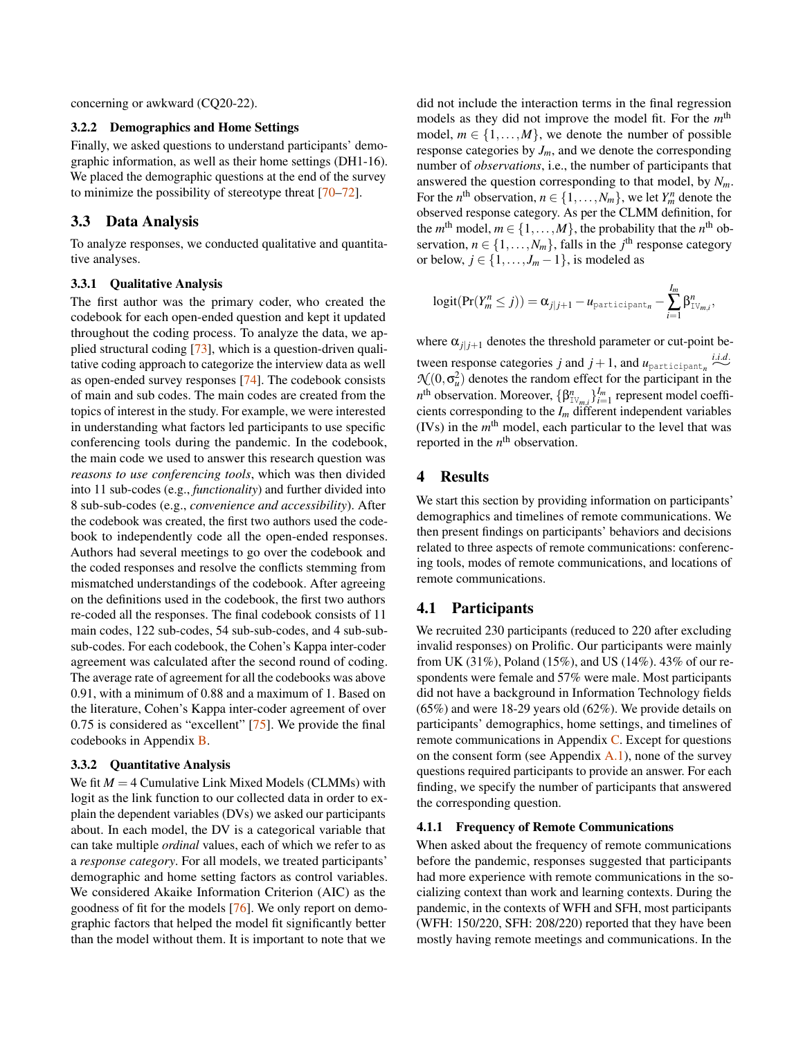concerning or awkward (CQ20-22).

#### 3.2.2 Demographics and Home Settings

Finally, we asked questions to understand participants' demographic information, as well as their home settings (DH1-16). We placed the demographic questions at the end of the survey to minimize the possibility of stereotype threat [70–72].

### 3.3 Data Analysis

To analyze responses, we conducted qualitative and quantitative analyses.

#### 3.3.1 Qualitative Analysis

The first author was the primary coder, who created the codebook for each open-ended question and kept it updated throughout the coding process. To analyze the data, we applied structural coding [73], which is a question-driven qualitative coding approach to categorize the interview data as well as open-ended survey responses [74]. The codebook consists of main and sub codes. The main codes are created from the topics of interest in the study. For example, we were interested in understanding what factors led participants to use specific conferencing tools during the pandemic. In the codebook, the main code we used to answer this research question was *reasons to use conferencing tools*, which was then divided into 11 sub-codes (e.g., *functionality*) and further divided into 8 sub-sub-codes (e.g., *convenience and accessibility*). After the codebook was created, the first two authors used the codebook to independently code all the open-ended responses. Authors had several meetings to go over the codebook and the coded responses and resolve the conflicts stemming from mismatched understandings of the codebook. After agreeing on the definitions used in the codebook, the first two authors re-coded all the responses. The final codebook consists of 11 main codes, 122 sub-codes, 54 sub-sub-codes, and 4 sub-sub-sub-codes. For each codebook, the Cohen's Kappa inter-coder agreement was calculated after the second round of coding. The average rate of agreement for all the codebooks was above 0.91, with a minimum of 0.88 and a maximum of 1. Based on the literature, Cohen's Kappa inter-coder agreement of over 0.75 is considered as "excellent" [75]. We provide the final codebooks in Appendix B.

#### 3.3.2 Quantitative Analysis

We fit $M = 4$ Cumulative Link Mixed Models (CLMMs) with logit as the link function to our collected data in order to explain the dependent variables (DVs) we asked our participants about. In each model, the DV is a categorical variable that can take multiple *ordinal* values, each of which we refer to as a *response category*. For all models, we treated participants' demographic and home setting factors as control variables. We considered Akaike Information Criterion (AIC) as the goodness of fit for the models [76]. We only report on demographic factors that helped the model fit significantly better than the model without them. It is important to note that we did not include the interaction terms in the final regression models as they did not improve the model fit. For the $m^{\text{th}}$ model, $m \in \{1, \ldots, M\}$, we denote the number of possible response categories by $J_m$, and we denote the corresponding number of *observations*, i.e., the number of participants that answered the question corresponding to that model, by $N_m$. For the $n^{\text{th}}$ observation, $n \in \{1, \ldots, N_m\}$, we let $Y_m^n$ denote the observed response category. As per the CLMM definition, for the $m^{\text{th}}$ model, $m \in \{1, \ldots, M\}$, the probability that the $n^{\text{th}}$ observation, $n \in \{1, \ldots, N_m\}$, falls in the $j^{\text{th}}$ response category or below, $j \in \{1, \ldots, J_m - 1\}$, is modeled as

$$\text{logit}(\Pr(Y_m^n \le j)) = \alpha_{j|j+1} - u_{\texttt{participant}_n} - \sum_{i=1}^{I_m} \beta^n_{\texttt{IV}_{m,i}},$$

where $\alpha_{j|j+1}$ denotes the threshold parameter or cut-point between response categories $j$ and $j+1$, and $u_{\texttt{participant}_n} \overset{i.i.d.}{\sim} \mathcal{N}(0, \sigma_u^2)$ denotes the random effect for the participant in the $n^{\text{th}}$ observation. Moreover, $\{\beta^n_{\texttt{IV}_{m,i}}\}_{i=1}^{I_m}$ represent model coefficients corresponding to the $I_m$ different independent variables (IVs) in the $m^{\text{th}}$ model, each particular to the level that was reported in the $n^{\text{th}}$ observation.

## 4 Results

We start this section by providing information on participants' demographics and timelines of remote communications. We then present findings on participants' behaviors and decisions related to three aspects of remote communications: conferencing tools, modes of remote communications, and locations of remote communications.

### 4.1 Participants

We recruited 230 participants (reduced to 220 after excluding invalid responses) on Prolific. Our participants were mainly from UK (31%), Poland (15%), and US (14%). 43% of our respondents were female and 57% were male. Most participants did not have a background in Information Technology fields (65%) and were 18-29 years old (62%). We provide details on participants' demographics, home settings, and timelines of remote communications in Appendix C. Except for questions on the consent form (see Appendix A.1), none of the survey questions required participants to provide an answer. For each finding, we specify the number of participants that answered the corresponding question.

#### 4.1.1 Frequency of Remote Communications

When asked about the frequency of remote communications before the pandemic, responses suggested that participants had more experience with remote communications in the socializing context than work and learning contexts. During the pandemic, in the contexts of WFH and SFH, most participants (WFH: 150/220, SFH: 208/220) reported that they have been mostly having remote meetings and communications. In the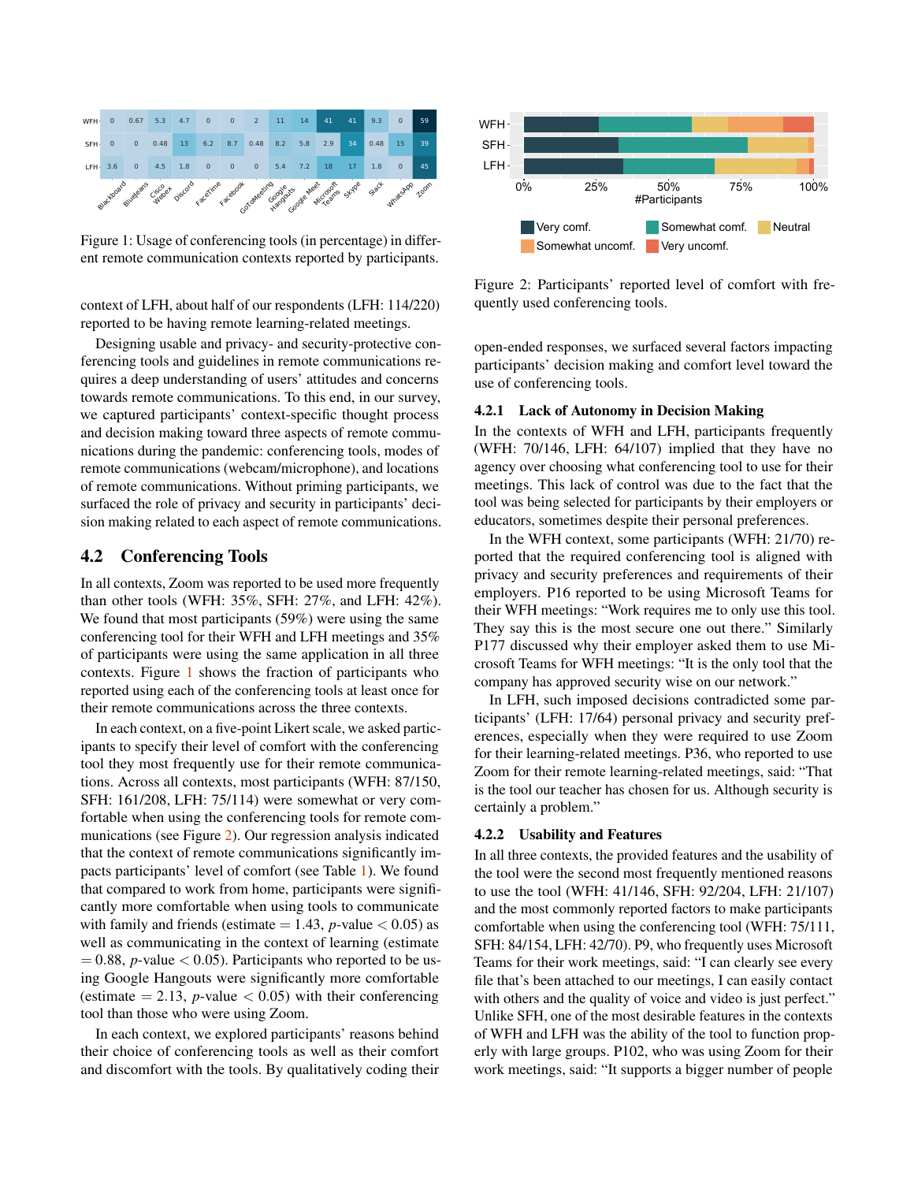Figure 1: Usage of conferencing tools (in percentage) in different remote communication contexts reported by participants.

Figure 2: Participants' reported level of comfort with frequently used conferencing tools.

context of LFH, about half of our respondents (LFH: 114/220) reported to be having remote learning-related meetings.

Designing usable and privacy- and security-protective conferencing tools and guidelines in remote communications requires a deep understanding of users' attitudes and concerns towards remote communications. To this end, in our survey, we captured participants' context-specific thought process and decision making toward three aspects of remote communications during the pandemic: conferencing tools, modes of remote communications (webcam/microphone), and locations of remote communications. Without priming participants, we surfaced the role of privacy and security in participants' decision making related to each aspect of remote communications.

## 4.2 Conferencing Tools

In all contexts, Zoom was reported to be used more frequently than other tools (WFH: 35%, SFH: 27%, and LFH: 42%). We found that most participants (59%) were using the same conferencing tool for their WFH and LFH meetings and 35% of participants were using the same application in all three contexts. Figure 1 shows the fraction of participants who reported using each of the conferencing tools at least once for their remote communications across the three contexts.

In each context, on a five-point Likert scale, we asked participants to specify their level of comfort with the conferencing tool they most frequently use for their remote communications. Across all contexts, most participants (WFH: 87/150, SFH: 161/208, LFH: 75/114) were somewhat or very comfortable when using the conferencing tools for remote communications (see Figure 2). Our regression analysis indicated that the context of remote communications significantly impacts participants' level of comfort (see Table 1). We found that compared to work from home, participants were significantly more comfortable when using tools to communicate with family and friends (estimate $= 1.43$, $p$-value $< 0.05$) as well as communicating in the context of learning (estimate $= 0.88$, $p$-value $< 0.05$). Participants who reported to be using Google Hangouts were significantly more comfortable (estimate $= 2.13$, $p$-value $< 0.05$) with their conferencing tool than those who were using Zoom.

In each context, we explored participants' reasons behind their choice of conferencing tools as well as their comfort and discomfort with the tools. By qualitatively coding their open-ended responses, we surfaced several factors impacting participants' decision making and comfort level toward the use of conferencing tools.

### 4.2.1 Lack of Autonomy in Decision Making

In the contexts of WFH and LFH, participants frequently (WFH: 70/146, LFH: 64/107) implied that they have no agency over choosing what conferencing tool to use for their meetings. This lack of control was due to the fact that the tool was being selected for participants by their employers or educators, sometimes despite their personal preferences.

In the WFH context, some participants (WFH: 21/70) reported that the required conferencing tool is aligned with privacy and security preferences and requirements of their employers. P16 reported to be using Microsoft Teams for their WFH meetings: "Work requires me to only use this tool. They say this is the most secure one out there." Similarly P177 discussed why their employer asked them to use Microsoft Teams for WFH meetings: "It is the only tool that the company has approved security wise on our network."

In LFH, such imposed decisions contradicted some participants' (LFH: 17/64) personal privacy and security preferences, especially when they were required to use Zoom for their learning-related meetings. P36, who reported to use Zoom for their remote learning-related meetings, said: "That is the tool our teacher has chosen for us. Although security is certainly a problem."

### 4.2.2 Usability and Features

In all three contexts, the provided features and the usability of the tool were the second most frequently mentioned reasons to use the tool (WFH: 41/146, SFH: 92/204, LFH: 21/107) and the most commonly reported factors to make participants comfortable when using the conferencing tool (WFH: 75/111, SFH: 84/154, LFH: 42/70). P9, who frequently uses Microsoft Teams for their work meetings, said: "I can clearly see every file that's been attached to our meetings, I can easily contact with others and the quality of voice and video is just perfect." Unlike SFH, one of the most desirable features in the contexts of WFH and LFH was the ability of the tool to function properly with large groups. P102, who was using Zoom for their work meetings, said: "It supports a bigger number of people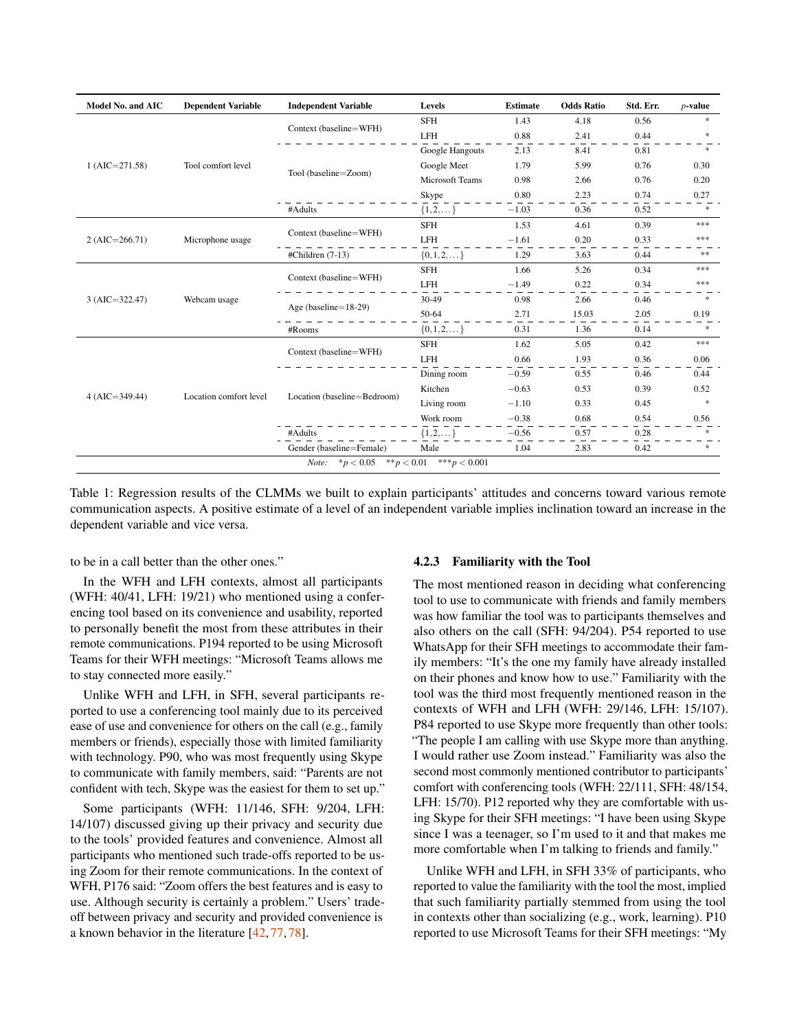| Model No. and AIC | Dependent Variable | Independent Variable | Levels | Estimate | Odds Ratio | Std. Err. | $p$-value |
|---|---|---|---|---|---|---|---|
| 1 (AIC=271.58) | Tool comfort level | Context (baseline=WFH) | SFH | 1.43 | 4.18 | 0.56 | * |
| | | | LFH | 0.88 | 2.41 | 0.44 | * |
| | | Tool (baseline=Zoom) | Google Hangouts | 2.13 | 8.41 | 0.81 | * |
| | | | Google Meet | 1.79 | 5.99 | 0.76 | 0.30 |
| | | | Microsoft Teams | 0.98 | 2.66 | 0.76 | 0.20 |
| | | | Skype | 0.80 | 2.23 | 0.74 | 0.27 |
| | | #Adults | $\{1,2,\dots\}$ | $-1.03$ | 0.36 | 0.52 | * |
| 2 (AIC=266.71) | Microphone usage | Context (baseline=WFH) | SFH | 1.53 | 4.61 | 0.39 | *** |
| | | | LFH | $-1.61$ | 0.20 | 0.33 | *** |
| | | #Children (7-13) | $\{0,1,2,\dots\}$ | 1.29 | 3.63 | 0.44 | ** |
| 3 (AIC=322.47) | Webcam usage | Context (baseline=WFH) | SFH | 1.66 | 5.26 | 0.34 | *** |
| | | | LFH | $-1.49$ | 0.22 | 0.34 | *** |
| | | Age (baseline=18-29) | 30-49 | 0.98 | 2.66 | 0.46 | * |
| | | | 50-64 | 2.71 | 15.03 | 2.05 | 0.19 |
| | | #Rooms | $\{0,1,2,\dots\}$ | 0.31 | 1.36 | 0.14 | * |
| 4 (AIC=349.44) | Location comfort level | Context (baseline=WFH) | SFH | 1.62 | 5.05 | 0.42 | *** |
| | | | LFH | 0.66 | 1.93 | 0.36 | 0.06 |
| | | Location (baseline=Bedroom) | Dining room | $-0.59$ | 0.55 | 0.46 | 0.44 |
| | | | Kitchen | $-0.63$ | 0.53 | 0.39 | 0.52 |
| | | | Living room | $-1.10$ | 0.33 | 0.45 | * |
| | | | Work room | $-0.38$ | 0.68 | 0.54 | 0.56 |
| | | #Adults | $\{1,2,\dots\}$ | $-0.56$ | 0.57 | 0.28 | * |
| | | Gender (baseline=Female) | Male | 1.04 | 2.83 | 0.42 | * |

*Note:* $^{*}p < 0.05$ $^{**}p < 0.01$ $^{***}p < 0.001$

Table 1: Regression results of the CLMMs we built to explain participants' attitudes and concerns toward various remote communication aspects. A positive estimate of a level of an independent variable implies inclination toward an increase in the dependent variable and vice versa.

to be in a call better than the other ones."

In the WFH and LFH contexts, almost all participants (WFH: 40/41, LFH: 19/21) who mentioned using a conferencing tool based on its convenience and usability, reported to personally benefit the most from these attributes in their remote communications. P194 reported to be using Microsoft Teams for their WFH meetings: "Microsoft Teams allows me to stay connected more easily."

Unlike WFH and LFH, in SFH, several participants reported to use a conferencing tool mainly due to its perceived ease of use and convenience for others on the call (e.g., family members or friends), especially those with limited familiarity with technology. P90, who was most frequently using Skype to communicate with family members, said: "Parents are not confident with tech, Skype was the easiest for them to set up."

Some participants (WFH: 11/146, SFH: 9/204, LFH: 14/107) discussed giving up their privacy and security due to the tools' provided features and convenience. Almost all participants who mentioned such trade-offs reported to be using Zoom for their remote communications. In the context of WFH, P176 said: "Zoom offers the best features and is easy to use. Although security is certainly a problem." Users' trade-off between privacy and security and provided convenience is a known behavior in the literature [42, 77, 78].

### 4.2.3 Familiarity with the Tool

The most mentioned reason in deciding what conferencing tool to use to communicate with friends and family members was how familiar the tool was to participants themselves and also others on the call (SFH: 94/204). P54 reported to use WhatsApp for their SFH meetings to accommodate their family members: "It's the one my family have already installed on their phones and know how to use." Familiarity with the tool was the third most frequently mentioned reason in the contexts of WFH and LFH (WFH: 29/146, LFH: 15/107). P84 reported to use Skype more frequently than other tools: "The people I am calling with use Skype more than anything. I would rather use Zoom instead." Familiarity was also the second most commonly mentioned contributor to participants' comfort with conferencing tools (WFH: 22/111, SFH: 48/154, LFH: 15/70). P12 reported why they are comfortable with using Skype for their SFH meetings: "I have been using Skype since I was a teenager, so I'm used to it and that makes me more comfortable when I'm talking to friends and family."

Unlike WFH and LFH, in SFH 33% of participants, who reported to value the familiarity with the tool the most, implied that such familiarity partially stemmed from using the tool in contexts other than socializing (e.g., work, learning). P10 reported to use Microsoft Teams for their SFH meetings: "My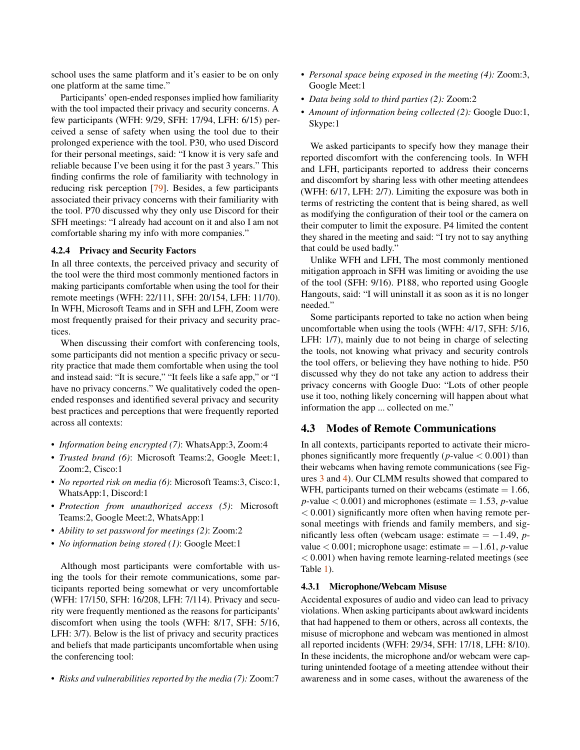school uses the same platform and it's easier to be on only one platform at the same time."

Participants' open-ended responses implied how familiarity with the tool impacted their privacy and security concerns. A few participants (WFH: 9/29, SFH: 17/94, LFH: 6/15) perceived a sense of safety when using the tool due to their prolonged experience with the tool. P30, who used Discord for their personal meetings, said: "I know it is very safe and reliable because I've been using it for the past 3 years." This finding confirms the role of familiarity with technology in reducing risk perception [79]. Besides, a few participants associated their privacy concerns with their familiarity with the tool. P70 discussed why they only use Discord for their SFH meetings: "I already had account on it and also I am not comfortable sharing my info with more companies."

#### 4.2.4 Privacy and Security Factors

In all three contexts, the perceived privacy and security of the tool were the third most commonly mentioned factors in making participants comfortable when using the tool for their remote meetings (WFH: 22/111, SFH: 20/154, LFH: 11/70). In WFH, Microsoft Teams and in SFH and LFH, Zoom were most frequently praised for their privacy and security practices.

When discussing their comfort with conferencing tools, some participants did not mention a specific privacy or security practice that made them comfortable when using the tool and instead said: "It is secure," "It feels like a safe app," or "I have no privacy concerns." We qualitatively coded the open-ended responses and identified several privacy and security best practices and perceptions that were frequently reported across all contexts:

- *Information being encrypted (7)*: WhatsApp:3, Zoom:4
- *Trusted brand (6)*: Microsoft Teams:2, Google Meet:1, Zoom:2, Cisco:1
- *No reported risk on media (6)*: Microsoft Teams:3, Cisco:1, WhatsApp:1, Discord:1
- *Protection from unauthorized access (5)*: Microsoft Teams:2, Google Meet:2, WhatsApp:1
- *Ability to set password for meetings (2)*: Zoom:2
- *No information being stored (1)*: Google Meet:1

Although most participants were comfortable with using the tools for their remote communications, some participants reported being somewhat or very uncomfortable (WFH: 17/150, SFH: 16/208, LFH: 7/114). Privacy and security were frequently mentioned as the reasons for participants' discomfort when using the tools (WFH: 8/17, SFH: 5/16, LFH: 3/7). Below is the list of privacy and security practices and beliefs that made participants uncomfortable when using the conferencing tool:

- *Risks and vulnerabilities reported by the media (7):* Zoom:7
- *Personal space being exposed in the meeting (4):* Zoom:3, Google Meet:1
- *Data being sold to third parties (2):* Zoom:2
- *Amount of information being collected (2):* Google Duo:1, Skype:1

We asked participants to specify how they manage their reported discomfort with the conferencing tools. In WFH and LFH, participants reported to address their concerns and discomfort by sharing less with other meeting attendees (WFH: 6/17, LFH: 2/7). Limiting the exposure was both in terms of restricting the content that is being shared, as well as modifying the configuration of their tool or the camera on their computer to limit the exposure. P4 limited the content they shared in the meeting and said: "I try not to say anything that could be used badly."

Unlike WFH and LFH, The most commonly mentioned mitigation approach in SFH was limiting or avoiding the use of the tool (SFH: 9/16). P188, who reported using Google Hangouts, said: "I will uninstall it as soon as it is no longer needed."

Some participants reported to take no action when being uncomfortable when using the tools (WFH: 4/17, SFH: 5/16, LFH: 1/7), mainly due to not being in charge of selecting the tools, not knowing what privacy and security controls the tool offers, or believing they have nothing to hide. P50 discussed why they do not take any action to address their privacy concerns with Google Duo: "Lots of other people use it too, nothing likely concerning will happen about what information the app ... collected on me."

### 4.3 Modes of Remote Communications

In all contexts, participants reported to activate their microphones significantly more frequently ($p$-value $< 0.001$) than their webcams when having remote communications (see Figures 3 and 4). Our CLMM results showed that compared to WFH, participants turned on their webcams (estimate $= 1.66$, $p$-value $< 0.001$) and microphones (estimate $= 1.53$, $p$-value $< 0.001$) significantly more often when having remote personal meetings with friends and family members, and significantly less often (webcam usage: estimate $= -1.49$, $p$-value $< 0.001$; microphone usage: estimate $= -1.61$, $p$-value $< 0.001$) when having remote learning-related meetings (see Table 1).

#### 4.3.1 Microphone/Webcam Misuse

Accidental exposures of audio and video can lead to privacy violations. When asking participants about awkward incidents that had happened to them or others, across all contexts, the misuse of microphone and webcam was mentioned in almost all reported incidents (WFH: 29/34, SFH: 17/18, LFH: 8/10). In these incidents, the microphone and/or webcam were capturing unintended footage of a meeting attendee without their awareness and in some cases, without the awareness of the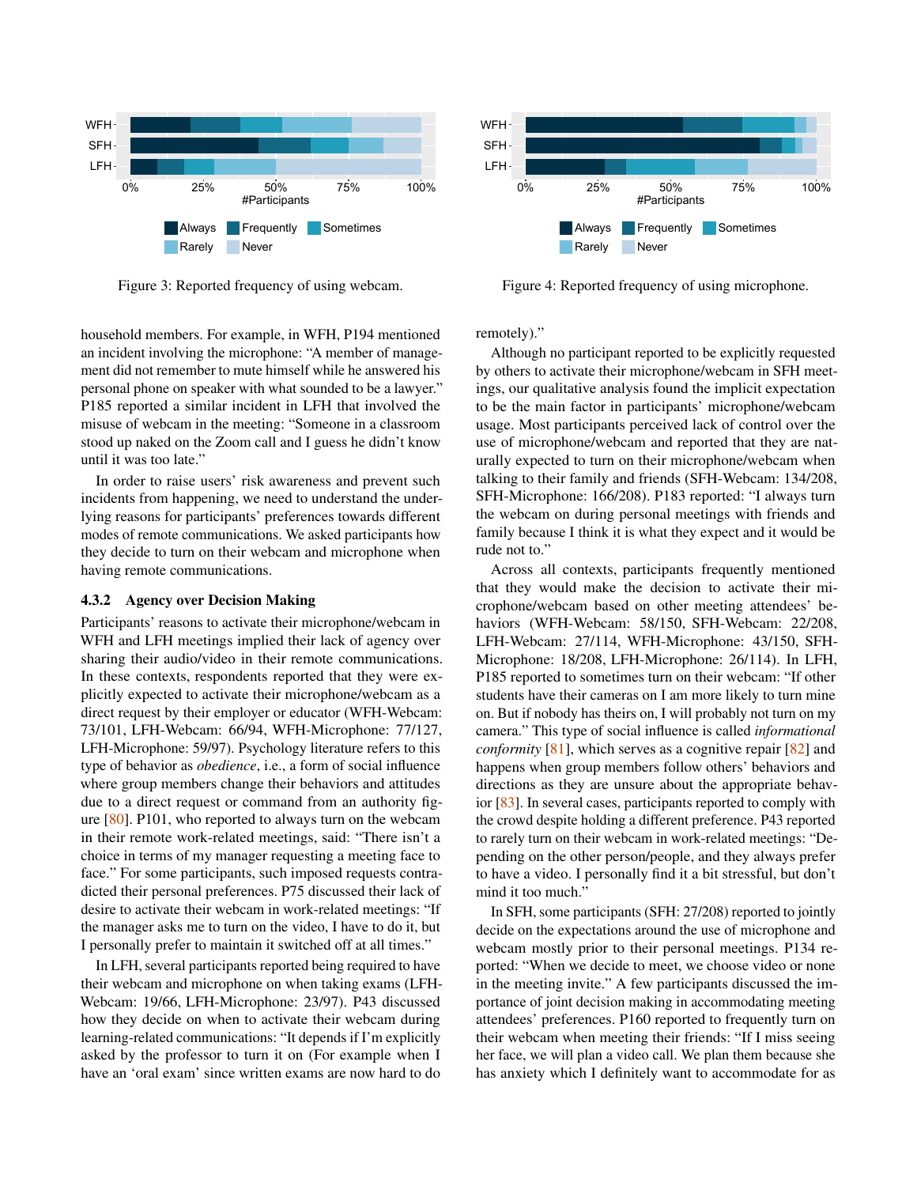Figure 3: Reported frequency of using webcam.

Figure 4: Reported frequency of using microphone.

household members. For example, in WFH, P194 mentioned an incident involving the microphone: "A member of management did not remember to mute himself while he answered his personal phone on speaker with what sounded to be a lawyer." P185 reported a similar incident in LFH that involved the misuse of webcam in the meeting: "Someone in a classroom stood up naked on the Zoom call and I guess he didn't know until it was too late."

In order to raise users' risk awareness and prevent such incidents from happening, we need to understand the underlying reasons for participants' preferences towards different modes of remote communications. We asked participants how they decide to turn on their webcam and microphone when having remote communications.

### 4.3.2 Agency over Decision Making

Participants' reasons to activate their microphone/webcam in WFH and LFH meetings implied their lack of agency over sharing their audio/video in their remote communications. In these contexts, respondents reported that they were explicitly expected to activate their microphone/webcam as a direct request by their employer or educator (WFH-Webcam: 73/101, LFH-Webcam: 66/94, WFH-Microphone: 77/127, LFH-Microphone: 59/97). Psychology literature refers to this type of behavior as *obedience*, i.e., a form of social influence where group members change their behaviors and attitudes due to a direct request or command from an authority figure [80]. P101, who reported to always turn on the webcam in their remote work-related meetings, said: "There isn't a choice in terms of my manager requesting a meeting face to face." For some participants, such imposed requests contradicted their personal preferences. P75 discussed their lack of desire to activate their webcam in work-related meetings: "If the manager asks me to turn on the video, I have to do it, but I personally prefer to maintain it switched off at all times."

In LFH, several participants reported being required to have their webcam and microphone on when taking exams (LFH-Webcam: 19/66, LFH-Microphone: 23/97). P43 discussed how they decide on when to activate their webcam during learning-related communications: "It depends if I'm explicitly asked by the professor to turn it on (For example when I have an 'oral exam' since written exams are now hard to do remotely)."

Although no participant reported to be explicitly requested by others to activate their microphone/webcam in SFH meetings, our qualitative analysis found the implicit expectation to be the main factor in participants' microphone/webcam usage. Most participants perceived lack of control over the use of microphone/webcam and reported that they are naturally expected to turn on their microphone/webcam when talking to their family and friends (SFH-Webcam: 134/208, SFH-Microphone: 166/208). P183 reported: "I always turn the webcam on during personal meetings with friends and family because I think it is what they expect and it would be rude not to."

Across all contexts, participants frequently mentioned that they would make the decision to activate their microphone/webcam based on other meeting attendees' behaviors (WFH-Webcam: 58/150, SFH-Webcam: 22/208, LFH-Webcam: 27/114, WFH-Microphone: 43/150, SFH-Microphone: 18/208, LFH-Microphone: 26/114). In LFH, P185 reported to sometimes turn on their webcam: "If other students have their cameras on I am more likely to turn mine on. But if nobody has theirs on, I will probably not turn on my camera." This type of social influence is called *informational conformity* [81], which serves as a cognitive repair [82] and happens when group members follow others' behaviors and directions as they are unsure about the appropriate behavior [83]. In several cases, participants reported to comply with the crowd despite holding a different preference. P43 reported to rarely turn on their webcam in work-related meetings: "Depending on the other person/people, and they always prefer to have a video. I personally find it a bit stressful, but don't mind it too much."

In SFH, some participants (SFH: 27/208) reported to jointly decide on the expectations around the use of microphone and webcam mostly prior to their personal meetings. P134 reported: "When we decide to meet, we choose video or none in the meeting invite." A few participants discussed the importance of joint decision making in accommodating meeting attendees' preferences. P160 reported to frequently turn on their webcam when meeting their friends: "If I miss seeing her face, we will plan a video call. We plan them because she has anxiety which I definitely want to accommodate for as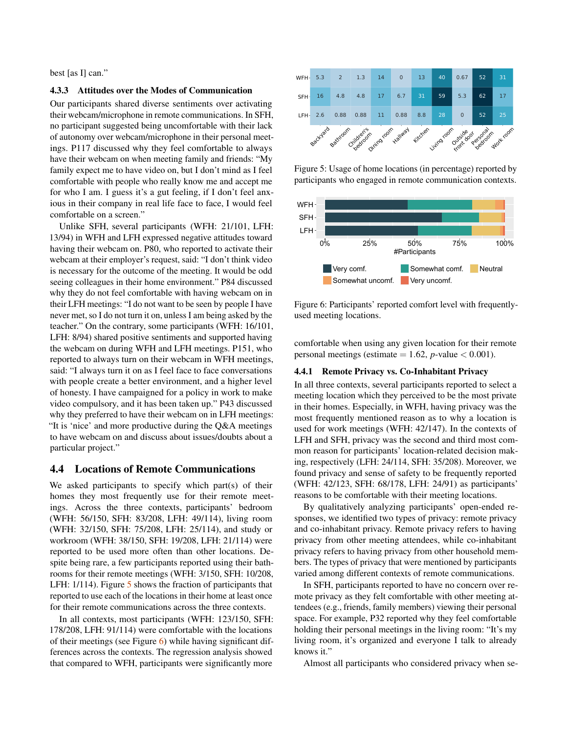best [as I] can."

#### 4.3.3 Attitudes over the Modes of Communication

Our participants shared diverse sentiments over activating their webcam/microphone in remote communications. In SFH, no participant suggested being uncomfortable with their lack of autonomy over webcam/microphone in their personal meetings. P117 discussed why they feel comfortable to always have their webcam on when meeting family and friends: "My family expect me to have video on, but I don't mind as I feel comfortable with people who really know me and accept me for who I am. I guess it's a gut feeling, if I don't feel anxious in their company in real life face to face, I would feel comfortable on a screen."

Unlike SFH, several participants (WFH: 21/101, LFH: 13/94) in WFH and LFH expressed negative attitudes toward having their webcam on. P80, who reported to activate their webcam at their employer's request, said: "I don't think video is necessary for the outcome of the meeting. It would be odd seeing colleagues in their home environment." P84 discussed why they do not feel comfortable with having webcam on in their LFH meetings: "I do not want to be seen by people I have never met, so I do not turn it on, unless I am being asked by the teacher." On the contrary, some participants (WFH: 16/101, LFH: 8/94) shared positive sentiments and supported having the webcam on during WFH and LFH meetings. P151, who reported to always turn on their webcam in WFH meetings, said: "I always turn it on as I feel face to face conversations with people create a better environment, and a higher level of honesty. I have campaigned for a policy in work to make video compulsory, and it has been taken up." P43 discussed why they preferred to have their webcam on in LFH meetings: "It is 'nice' and more productive during the Q&A meetings to have webcam on and discuss about issues/doubts about a particular project."

### 4.4 Locations of Remote Communications

We asked participants to specify which part(s) of their homes they most frequently use for their remote meetings. Across the three contexts, participants' bedroom (WFH: 56/150, SFH: 83/208, LFH: 49/114), living room (WFH: 32/150, SFH: 75/208, LFH: 25/114), and study or workroom (WFH: 38/150, SFH: 19/208, LFH: 21/114) were reported to be used more often than other locations. Despite being rare, a few participants reported using their bathrooms for their remote meetings (WFH: 3/150, SFH: 10/208, LFH: 1/114). Figure 5 shows the fraction of participants that reported to use each of the locations in their home at least once for their remote communications across the three contexts.

In all contexts, most participants (WFH: 123/150, SFH: 178/208, LFH: 91/114) were comfortable with the locations of their meetings (see Figure 6) while having significant differences across the contexts. The regression analysis showed that compared to WFH, participants were significantly more comfortable when using any given location for their remote personal meetings (estimate = 1.62, $p$-value $< 0.001$).

| | Backyard | Bathroom | Children's bedroom | Dining room | Hallway | Kitchen | Living room | Outside front door | Personal bedroom | Work room |
|---|---|---|---|---|---|---|---|---|---|---|
| WFH | 5.3 | 2 | 1.3 | 14 | 0 | 13 | 40 | 0.67 | 52 | 31 |
| SFH | 16 | 4.8 | 4.8 | 17 | 6.7 | 31 | 59 | 5.3 | 62 | 17 |
| LFH | 2.6 | 0.88 | 0.88 | 11 | 0.88 | 8.8 | 28 | 0 | 52 | 25 |

Figure 5: Usage of home locations (in percentage) reported by participants who engaged in remote communication contexts.

Figure 6: Participants' reported comfort level with frequently-used meeting locations.

#### 4.4.1 Remote Privacy vs. Co-Inhabitant Privacy

In all three contexts, several participants reported to select a meeting location which they perceived to be the most private in their homes. Especially, in WFH, having privacy was the most frequently mentioned reason as to why a location is used for work meetings (WFH: 42/147). In the contexts of LFH and SFH, privacy was the second and third most common reason for participants' location-related decision making, respectively (LFH: 24/114, SFH: 35/208). Moreover, we found privacy and sense of safety to be frequently reported (WFH: 42/123, SFH: 68/178, LFH: 24/91) as participants' reasons to be comfortable with their meeting locations.

By qualitatively analyzing participants' open-ended responses, we identified two types of privacy: remote privacy and co-inhabitant privacy. Remote privacy refers to having privacy from other meeting attendees, while co-inhabitant privacy refers to having privacy from other household members. The types of privacy that were mentioned by participants varied among different contexts of remote communications.

In SFH, participants reported to have no concern over remote privacy as they felt comfortable with other meeting attendees (e.g., friends, family members) viewing their personal space. For example, P32 reported why they feel comfortable holding their personal meetings in the living room: "It's my living room, it's organized and everyone I talk to already knows it."

Almost all participants who considered privacy when se-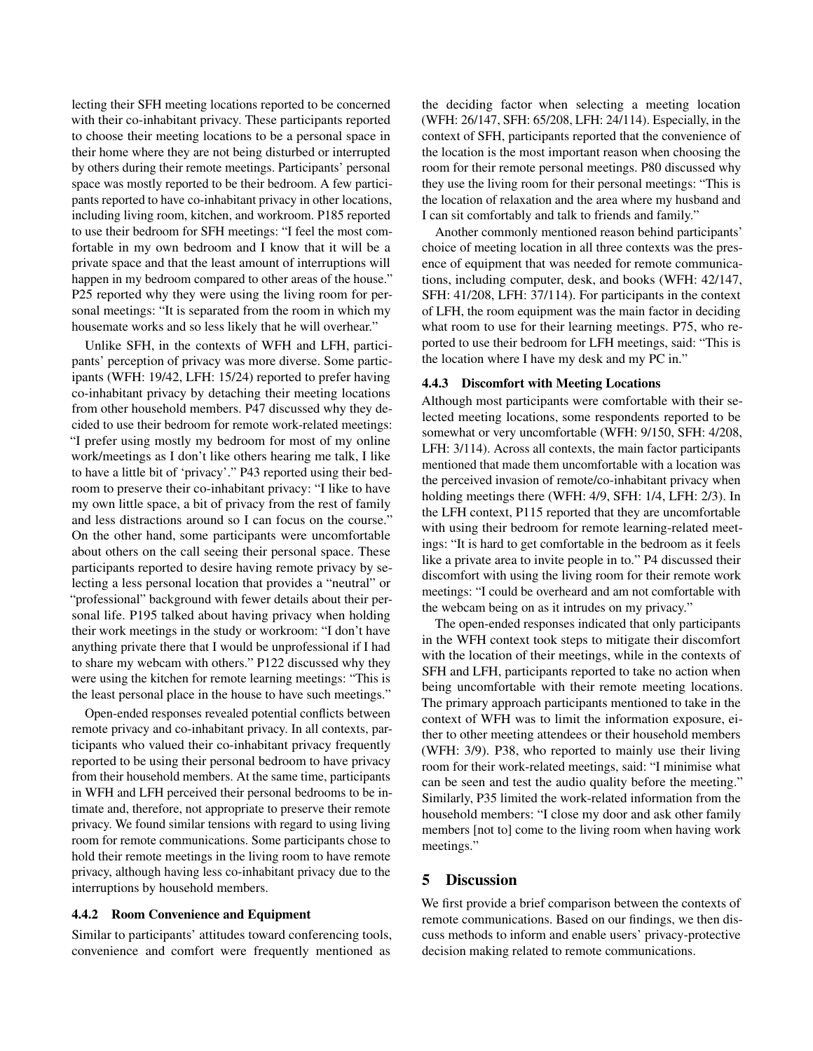lecting their SFH meeting locations reported to be concerned with their co-inhabitant privacy. These participants reported to choose their meeting locations to be a personal space in their home where they are not being disturbed or interrupted by others during their remote meetings. Participants' personal space was mostly reported to be their bedroom. A few participants reported to have co-inhabitant privacy in other locations, including living room, kitchen, and workroom. P185 reported to use their bedroom for SFH meetings: "I feel the most comfortable in my own bedroom and I know that it will be a private space and that the least amount of interruptions will happen in my bedroom compared to other areas of the house." P25 reported why they were using the living room for personal meetings: "It is separated from the room in which my housemate works and so less likely that he will overhear."

Unlike SFH, in the contexts of WFH and LFH, participants' perception of privacy was more diverse. Some participants (WFH: 19/42, LFH: 15/24) reported to prefer having co-inhabitant privacy by detaching their meeting locations from other household members. P47 discussed why they decided to use their bedroom for remote work-related meetings: "I prefer using mostly my bedroom for most of my online work/meetings as I don't like others hearing me talk, I like to have a little bit of 'privacy'." P43 reported using their bedroom to preserve their co-inhabitant privacy: "I like to have my own little space, a bit of privacy from the rest of family and less distractions around so I can focus on the course." On the other hand, some participants were uncomfortable about others on the call seeing their personal space. These participants reported to desire having remote privacy by selecting a less personal location that provides a "neutral" or "professional" background with fewer details about their personal life. P195 talked about having privacy when holding their work meetings in the study or workroom: "I don't have anything private there that I would be unprofessional if I had to share my webcam with others." P122 discussed why they were using the kitchen for remote learning meetings: "This is the least personal place in the house to have such meetings."

Open-ended responses revealed potential conflicts between remote privacy and co-inhabitant privacy. In all contexts, participants who valued their co-inhabitant privacy frequently reported to be using their personal bedroom to have privacy from their household members. At the same time, participants in WFH and LFH perceived their personal bedrooms to be intimate and, therefore, not appropriate to preserve their remote privacy. We found similar tensions with regard to using living room for remote communications. Some participants chose to hold their remote meetings in the living room to have remote privacy, although having less co-inhabitant privacy due to the interruptions by household members.

#### 4.4.2 Room Convenience and Equipment

Similar to participants' attitudes toward conferencing tools, convenience and comfort were frequently mentioned as the deciding factor when selecting a meeting location (WFH: 26/147, SFH: 65/208, LFH: 24/114). Especially, in the context of SFH, participants reported that the convenience of the location is the most important reason when choosing the room for their remote personal meetings. P80 discussed why they use the living room for their personal meetings: "This is the location of relaxation and the area where my husband and I can sit comfortably and talk to friends and family."

Another commonly mentioned reason behind participants' choice of meeting location in all three contexts was the presence of equipment that was needed for remote communications, including computer, desk, and books (WFH: 42/147, SFH: 41/208, LFH: 37/114). For participants in the context of LFH, the room equipment was the main factor in deciding what room to use for their learning meetings. P75, who reported to use their bedroom for LFH meetings, said: "This is the location where I have my desk and my PC in."

#### 4.4.3 Discomfort with Meeting Locations

Although most participants were comfortable with their selected meeting locations, some respondents reported to be somewhat or very uncomfortable (WFH: 9/150, SFH: 4/208, LFH: 3/114). Across all contexts, the main factor participants mentioned that made them uncomfortable with a location was the perceived invasion of remote/co-inhabitant privacy when holding meetings there (WFH: 4/9, SFH: 1/4, LFH: 2/3). In the LFH context, P115 reported that they are uncomfortable with using their bedroom for remote learning-related meetings: "It is hard to get comfortable in the bedroom as it feels like a private area to invite people in to." P4 discussed their discomfort with using the living room for their remote work meetings: "I could be overheard and am not comfortable with the webcam being on as it intrudes on my privacy."

The open-ended responses indicated that only participants in the WFH context took steps to mitigate their discomfort with the location of their meetings, while in the contexts of SFH and LFH, participants reported to take no action when being uncomfortable with their remote meeting locations. The primary approach participants mentioned to take in the context of WFH was to limit the information exposure, either to other meeting attendees or their household members (WFH: 3/9). P38, who reported to mainly use their living room for their work-related meetings, said: "I minimise what can be seen and test the audio quality before the meeting." Similarly, P35 limited the work-related information from the household members: "I close my door and ask other family members [not to] come to the living room when having work meetings."

## 5 Discussion

We first provide a brief comparison between the contexts of remote communications. Based on our findings, we then discuss methods to inform and enable users' privacy-protective decision making related to remote communications.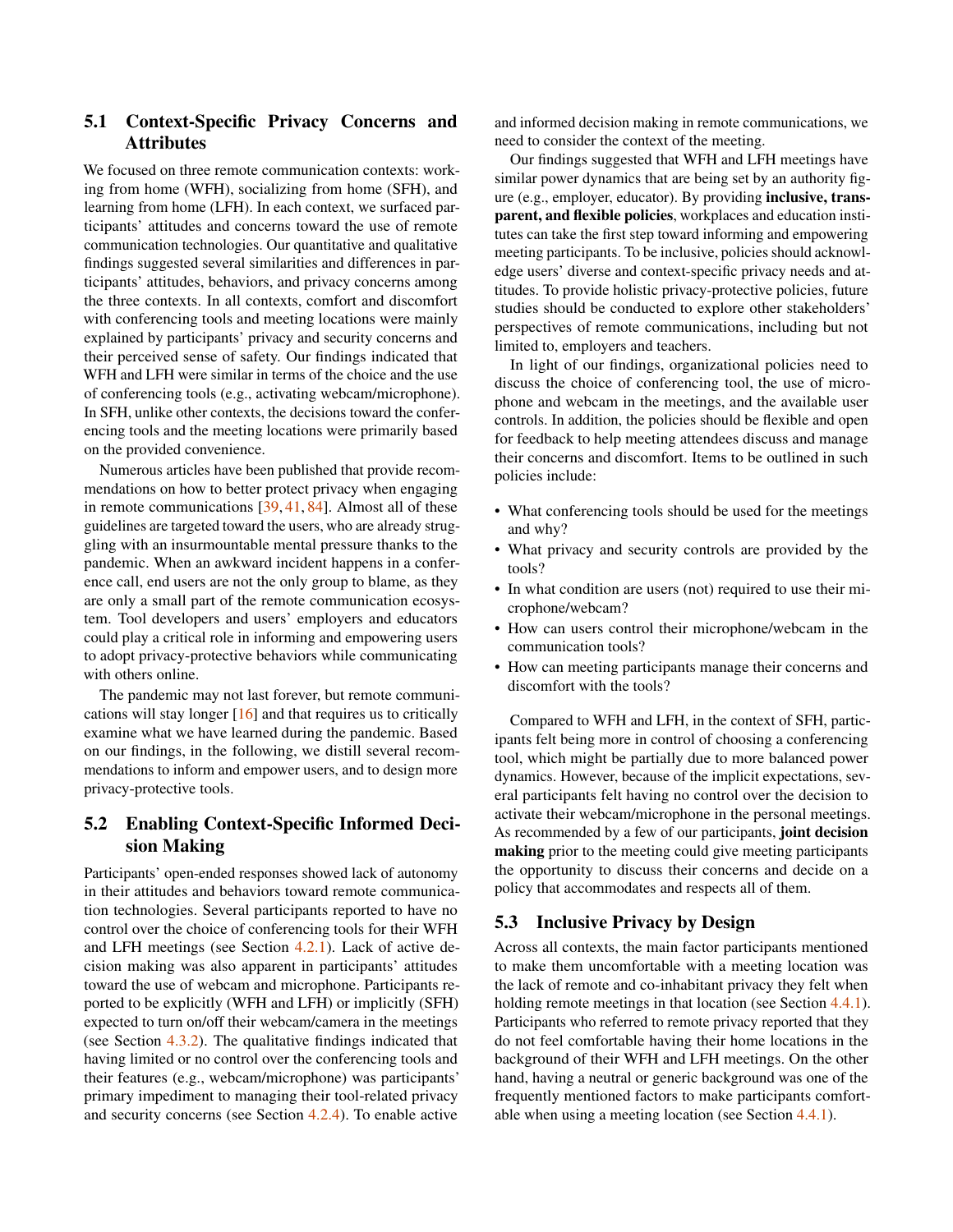## 5.1 Context-Specific Privacy Concerns and Attributes

We focused on three remote communication contexts: working from home (WFH), socializing from home (SFH), and learning from home (LFH). In each context, we surfaced participants' attitudes and concerns toward the use of remote communication technologies. Our quantitative and qualitative findings suggested several similarities and differences in participants' attitudes, behaviors, and privacy concerns among the three contexts. In all contexts, comfort and discomfort with conferencing tools and meeting locations were mainly explained by participants' privacy and security concerns and their perceived sense of safety. Our findings indicated that WFH and LFH were similar in terms of the choice and the use of conferencing tools (e.g., activating webcam/microphone). In SFH, unlike other contexts, the decisions toward the conferencing tools and the meeting locations were primarily based on the provided convenience.

Numerous articles have been published that provide recommendations on how to better protect privacy when engaging in remote communications [39, 41, 84]. Almost all of these guidelines are targeted toward the users, who are already struggling with an insurmountable mental pressure thanks to the pandemic. When an awkward incident happens in a conference call, end users are not the only group to blame, as they are only a small part of the remote communication ecosystem. Tool developers and users' employers and educators could play a critical role in informing and empowering users to adopt privacy-protective behaviors while communicating with others online.

The pandemic may not last forever, but remote communications will stay longer [16] and that requires us to critically examine what we have learned during the pandemic. Based on our findings, in the following, we distill several recommendations to inform and empower users, and to design more privacy-protective tools.

## 5.2 Enabling Context-Specific Informed Decision Making

Participants' open-ended responses showed lack of autonomy in their attitudes and behaviors toward remote communication technologies. Several participants reported to have no control over the choice of conferencing tools for their WFH and LFH meetings (see Section 4.2.1). Lack of active decision making was also apparent in participants' attitudes toward the use of webcam and microphone. Participants reported to be explicitly (WFH and LFH) or implicitly (SFH) expected to turn on/off their webcam/camera in the meetings (see Section 4.3.2). The qualitative findings indicated that having limited or no control over the conferencing tools and their features (e.g., webcam/microphone) was participants' primary impediment to managing their tool-related privacy and security concerns (see Section 4.2.4). To enable active and informed decision making in remote communications, we need to consider the context of the meeting.

Our findings suggested that WFH and LFH meetings have similar power dynamics that are being set by an authority figure (e.g., employer, educator). By providing **inclusive, transparent, and flexible policies**, workplaces and education institutes can take the first step toward informing and empowering meeting participants. To be inclusive, policies should acknowledge users' diverse and context-specific privacy needs and attitudes. To provide holistic privacy-protective policies, future studies should be conducted to explore other stakeholders' perspectives of remote communications, including but not limited to, employers and teachers.

In light of our findings, organizational policies need to discuss the choice of conferencing tool, the use of microphone and webcam in the meetings, and the available user controls. In addition, the policies should be flexible and open for feedback to help meeting attendees discuss and manage their concerns and discomfort. Items to be outlined in such policies include:

- What conferencing tools should be used for the meetings and why?
- What privacy and security controls are provided by the tools?
- In what condition are users (not) required to use their microphone/webcam?
- How can users control their microphone/webcam in the communication tools?
- How can meeting participants manage their concerns and discomfort with the tools?

Compared to WFH and LFH, in the context of SFH, participants felt being more in control of choosing a conferencing tool, which might be partially due to more balanced power dynamics. However, because of the implicit expectations, several participants felt having no control over the decision to activate their webcam/microphone in the personal meetings. As recommended by a few of our participants, **joint decision making** prior to the meeting could give meeting participants the opportunity to discuss their concerns and decide on a policy that accommodates and respects all of them.

## 5.3 Inclusive Privacy by Design

Across all contexts, the main factor participants mentioned to make them uncomfortable with a meeting location was the lack of remote and co-inhabitant privacy they felt when holding remote meetings in that location (see Section 4.4.1). Participants who referred to remote privacy reported that they do not feel comfortable having their home locations in the background of their WFH and LFH meetings. On the other hand, having a neutral or generic background was one of the frequently mentioned factors to make participants comfortable when using a meeting location (see Section 4.4.1).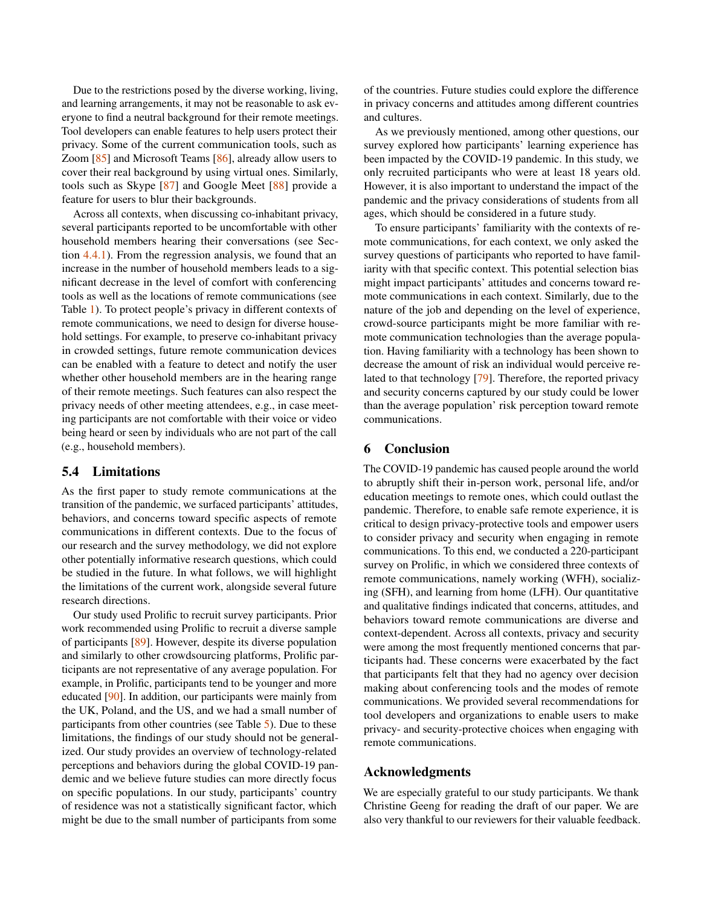Due to the restrictions posed by the diverse working, living, and learning arrangements, it may not be reasonable to ask everyone to find a neutral background for their remote meetings. Tool developers can enable features to help users protect their privacy. Some of the current communication tools, such as Zoom [85] and Microsoft Teams [86], already allow users to cover their real background by using virtual ones. Similarly, tools such as Skype [87] and Google Meet [88] provide a feature for users to blur their backgrounds.

Across all contexts, when discussing co-inhabitant privacy, several participants reported to be uncomfortable with other household members hearing their conversations (see Section 4.4.1). From the regression analysis, we found that an increase in the number of household members leads to a significant decrease in the level of comfort with conferencing tools as well as the locations of remote communications (see Table 1). To protect people's privacy in different contexts of remote communications, we need to design for diverse household settings. For example, to preserve co-inhabitant privacy in crowded settings, future remote communication devices can be enabled with a feature to detect and notify the user whether other household members are in the hearing range of their remote meetings. Such features can also respect the privacy needs of other meeting attendees, e.g., in case meeting participants are not comfortable with their voice or video being heard or seen by individuals who are not part of the call (e.g., household members).

## 5.4 Limitations

As the first paper to study remote communications at the transition of the pandemic, we surfaced participants' attitudes, behaviors, and concerns toward specific aspects of remote communications in different contexts. Due to the focus of our research and the survey methodology, we did not explore other potentially informative research questions, which could be studied in the future. In what follows, we will highlight the limitations of the current work, alongside several future research directions.

Our study used Prolific to recruit survey participants. Prior work recommended using Prolific to recruit a diverse sample of participants [89]. However, despite its diverse population and similarly to other crowdsourcing platforms, Prolific participants are not representative of any average population. For example, in Prolific, participants tend to be younger and more educated [90]. In addition, our participants were mainly from the UK, Poland, and the US, and we had a small number of participants from other countries (see Table 5). Due to these limitations, the findings of our study should not be generalized. Our study provides an overview of technology-related perceptions and behaviors during the global COVID-19 pandemic and we believe future studies can more directly focus on specific populations. In our study, participants' country of residence was not a statistically significant factor, which might be due to the small number of participants from some of the countries. Future studies could explore the difference in privacy concerns and attitudes among different countries and cultures.

As we previously mentioned, among other questions, our survey explored how participants' learning experience has been impacted by the COVID-19 pandemic. In this study, we only recruited participants who were at least 18 years old. However, it is also important to understand the impact of the pandemic and the privacy considerations of students from all ages, which should be considered in a future study.

To ensure participants' familiarity with the contexts of remote communications, for each context, we only asked the survey questions of participants who reported to have familiarity with that specific context. This potential selection bias might impact participants' attitudes and concerns toward remote communications in each context. Similarly, due to the nature of the job and depending on the level of experience, crowd-source participants might be more familiar with remote communication technologies than the average population. Having familiarity with a technology has been shown to decrease the amount of risk an individual would perceive related to that technology [79]. Therefore, the reported privacy and security concerns captured by our study could be lower than the average population' risk perception toward remote communications.

# 6 Conclusion

The COVID-19 pandemic has caused people around the world to abruptly shift their in-person work, personal life, and/or education meetings to remote ones, which could outlast the pandemic. Therefore, to enable safe remote experience, it is critical to design privacy-protective tools and empower users to consider privacy and security when engaging in remote communications. To this end, we conducted a 220-participant survey on Prolific, in which we considered three contexts of remote communications, namely working (WFH), socializing (SFH), and learning from home (LFH). Our quantitative and qualitative findings indicated that concerns, attitudes, and behaviors toward remote communications are diverse and context-dependent. Across all contexts, privacy and security were among the most frequently mentioned concerns that participants had. These concerns were exacerbated by the fact that participants felt that they had no agency over decision making about conferencing tools and the modes of remote communications. We provided several recommendations for tool developers and organizations to enable users to make privacy- and security-protective choices when engaging with remote communications.

## Acknowledgments

We are especially grateful to our study participants. We thank Christine Geeng for reading the draft of our paper. We are also very thankful to our reviewers for their valuable feedback.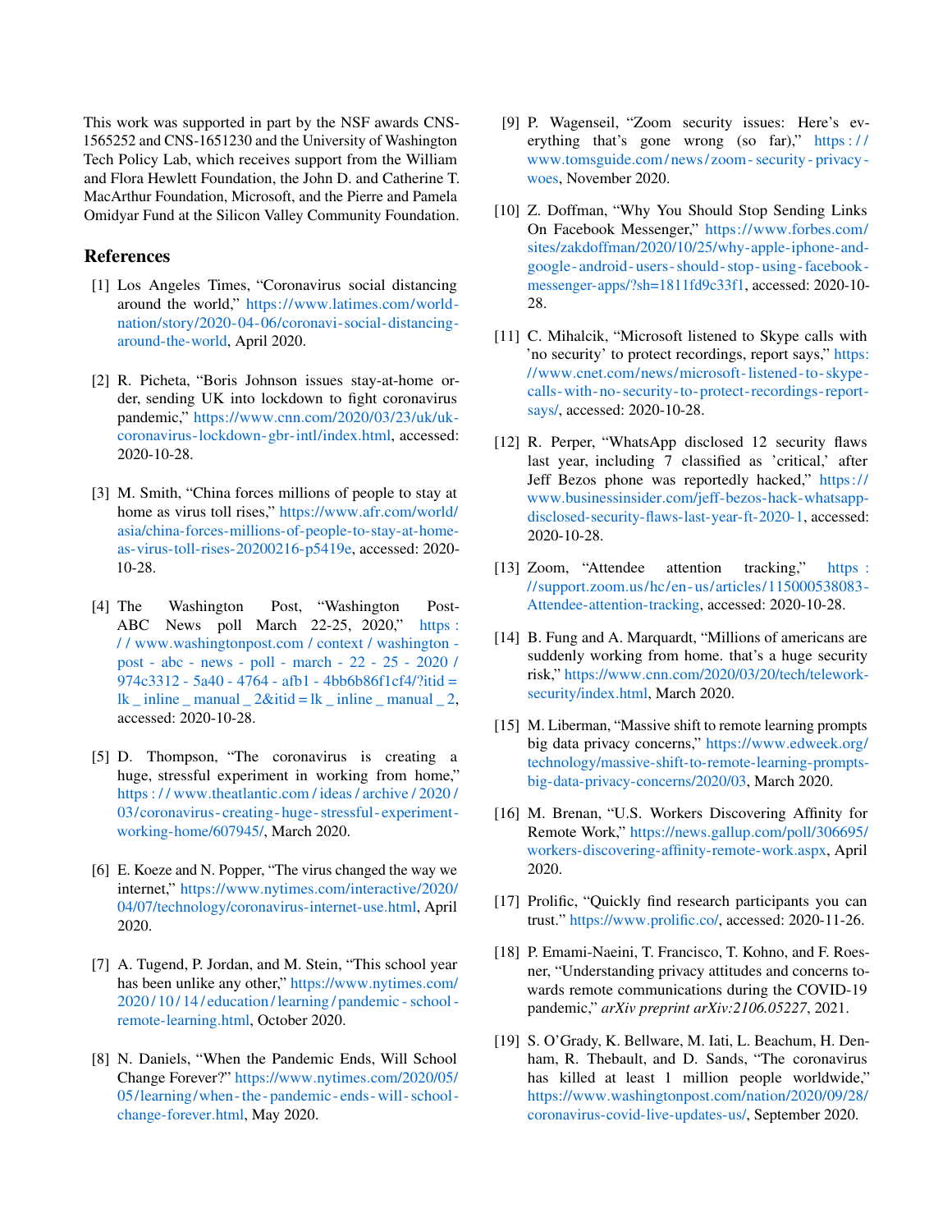This work was supported in part by the NSF awards CNS-1565252 and CNS-1651230 and the University of Washington Tech Policy Lab, which receives support from the William and Flora Hewlett Foundation, the John D. and Catherine T. MacArthur Foundation, Microsoft, and the Pierre and Pamela Omidyar Fund at the Silicon Valley Community Foundation.

## References

[1] Los Angeles Times, "Coronavirus social distancing around the world," https://www.latimes.com/world-nation/story/2020-04-06/coronavi-social-distancing-around-the-world, April 2020.

[2] R. Picheta, "Boris Johnson issues stay-at-home order, sending UK into lockdown to fight coronavirus pandemic," https://www.cnn.com/2020/03/23/uk/uk-coronavirus-lockdown-gbr-intl/index.html, accessed: 2020-10-28.

[3] M. Smith, "China forces millions of people to stay at home as virus toll rises," https://www.afr.com/world/asia/china-forces-millions-of-people-to-stay-at-home-as-virus-toll-rises-20200216-p5419e, accessed: 2020-10-28.

[4] The Washington Post, "Washington Post-ABC News poll March 22-25, 2020," https://www.washingtonpost.com/context/washington-post-abc-news-poll-march-22-25-2020/974c3312-5a40-4764-afb1-4bb6b86f1cf4/?itid=lk_inline_manual_2&itid=lk_inline_manual_2, accessed: 2020-10-28.

[5] D. Thompson, "The coronavirus is creating a huge, stressful experiment in working from home," https://www.theatlantic.com/ideas/archive/2020/03/coronavirus-creating-huge-stressful-experiment-working-home/607945/, March 2020.

[6] E. Koeze and N. Popper, "The virus changed the way we internet," https://www.nytimes.com/interactive/2020/04/07/technology/coronavirus-internet-use.html, April 2020.

[7] A. Tugend, P. Jordan, and M. Stein, "This school year has been unlike any other," https://www.nytimes.com/2020/10/14/education/learning/pandemic-school-remote-learning.html, October 2020.

[8] N. Daniels, "When the Pandemic Ends, Will School Change Forever?" https://www.nytimes.com/2020/05/05/learning/when-the-pandemic-ends-will-school-change-forever.html, May 2020.

[9] P. Wagenseil, "Zoom security issues: Here's everything that's gone wrong (so far)," https://www.tomsguide.com/news/zoom-security-privacy-woes, November 2020.

[10] Z. Doffman, "Why You Should Stop Sending Links On Facebook Messenger," https://www.forbes.com/sites/zakdoffman/2020/10/25/why-apple-iphone-and-google-android-users-should-stop-using-facebook-messenger-apps/?sh=1811fd9c33f1, accessed: 2020-10-28.

[11] C. Mihalcik, "Microsoft listened to Skype calls with 'no security' to protect recordings, report says," https://www.cnet.com/news/microsoft-listened-to-skype-calls-with-no-security-to-protect-recordings-report-says/, accessed: 2020-10-28.

[12] R. Perper, "WhatsApp disclosed 12 security flaws last year, including 7 classified as 'critical,' after Jeff Bezos phone was reportedly hacked," https://www.businessinsider.com/jeff-bezos-hack-whatsapp-disclosed-security-flaws-last-year-ft-2020-1, accessed: 2020-10-28.

[13] Zoom, "Attendee attention tracking," https://support.zoom.us/hc/en-us/articles/115000538083-Attendee-attention-tracking, accessed: 2020-10-28.

[14] B. Fung and A. Marquardt, "Millions of americans are suddenly working from home. that's a huge security risk," https://www.cnn.com/2020/03/20/tech/telework-security/index.html, March 2020.

[15] M. Liberman, "Massive shift to remote learning prompts big data privacy concerns," https://www.edweek.org/technology/massive-shift-to-remote-learning-prompts-big-data-privacy-concerns/2020/03, March 2020.

[16] M. Brenan, "U.S. Workers Discovering Affinity for Remote Work," https://news.gallup.com/poll/306695/workers-discovering-affinity-remote-work.aspx, April 2020.

[17] Prolific, "Quickly find research participants you can trust." https://www.prolific.co/, accessed: 2020-11-26.

[18] P. Emami-Naeini, T. Francisco, T. Kohno, and F. Roesner, "Understanding privacy attitudes and concerns towards remote communications during the COVID-19 pandemic," *arXiv preprint arXiv:2106.05227*, 2021.

[19] S. O'Grady, K. Bellware, M. Iati, L. Beachum, H. Denham, R. Thebault, and D. Sands, "The coronavirus has killed at least 1 million people worldwide," https://www.washingtonpost.com/nation/2020/09/28/coronavirus-covid-live-updates-us/, September 2020.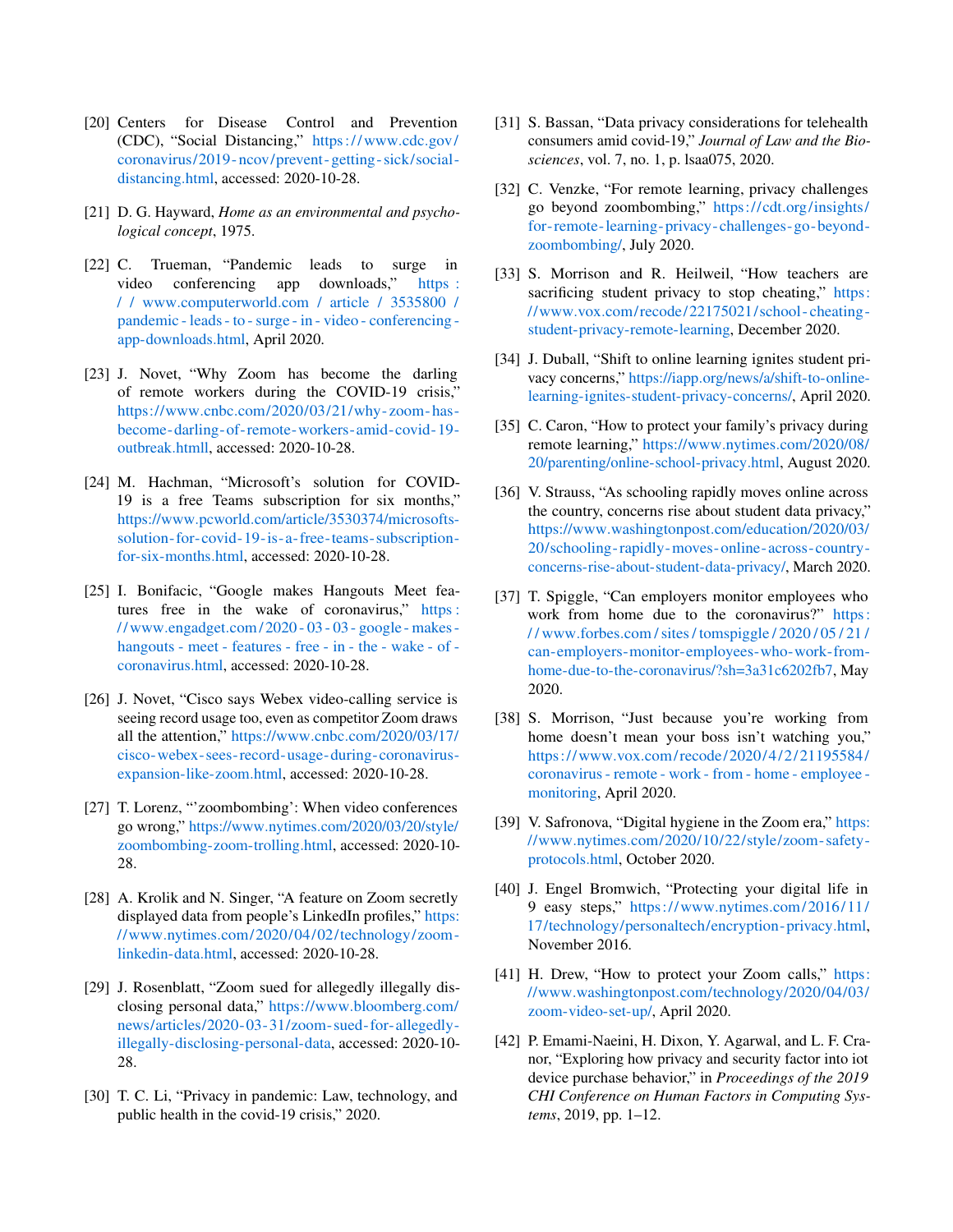[20] Centers for Disease Control and Prevention (CDC), "Social Distancing," https://www.cdc.gov/coronavirus/2019-ncov/prevent-getting-sick/social-distancing.html, accessed: 2020-10-28.

[21] D. G. Hayward, *Home as an environmental and psychological concept*, 1975.

[22] C. Trueman, "Pandemic leads to surge in video conferencing app downloads," https://www.computerworld.com/article/3535800/pandemic-leads-to-surge-in-video-conferencing-app-downloads.html, April 2020.

[23] J. Novet, "Why Zoom has become the darling of remote workers during the COVID-19 crisis," https://www.cnbc.com/2020/03/21/why-zoom-has-become-darling-of-remote-workers-amid-covid-19-outbreak.htmll, accessed: 2020-10-28.

[24] M. Hachman, "Microsoft's solution for COVID-19 is a free Teams subscription for six months," https://www.pcworld.com/article/3530374/microsofts-solution-for-covid-19-is-a-free-teams-subscription-for-six-months.html, accessed: 2020-10-28.

[25] I. Bonifacic, "Google makes Hangouts Meet features free in the wake of coronavirus," https://www.engadget.com/2020-03-03-google-makes-hangouts-meet-features-free-in-the-wake-of-coronavirus.html, accessed: 2020-10-28.

[26] J. Novet, "Cisco says Webex video-calling service is seeing record usage too, even as competitor Zoom draws all the attention," https://www.cnbc.com/2020/03/17/cisco-webex-sees-record-usage-during-coronavirus-expansion-like-zoom.html, accessed: 2020-10-28.

[27] T. Lorenz, "'zoombombing': When video conferences go wrong," https://www.nytimes.com/2020/03/20/style/zoombombing-zoom-trolling.html, accessed: 2020-10-28.

[28] A. Krolik and N. Singer, "A feature on Zoom secretly displayed data from people's LinkedIn profiles," https://www.nytimes.com/2020/04/02/technology/zoom-linkedin-data.html, accessed: 2020-10-28.

[29] J. Rosenblatt, "Zoom sued for allegedly illegally disclosing personal data," https://www.bloomberg.com/news/articles/2020-03-31/zoom-sued-for-allegedly-illegally-disclosing-personal-data, accessed: 2020-10-28.

[30] T. C. Li, "Privacy in pandemic: Law, technology, and public health in the covid-19 crisis," 2020.

[31] S. Bassan, "Data privacy considerations for telehealth consumers amid covid-19," *Journal of Law and the Biosciences*, vol. 7, no. 1, p. lsaa075, 2020.

[32] C. Venzke, "For remote learning, privacy challenges go beyond zoombombing," https://cdt.org/insights/for-remote-learning-privacy-challenges-go-beyond-zoombombing/, July 2020.

[33] S. Morrison and R. Heilweil, "How teachers are sacrificing student privacy to stop cheating," https://www.vox.com/recode/22175021/school-cheating-student-privacy-remote-learning, December 2020.

[34] J. Duball, "Shift to online learning ignites student privacy concerns," https://iapp.org/news/a/shift-to-online-learning-ignites-student-privacy-concerns/, April 2020.

[35] C. Caron, "How to protect your family's privacy during remote learning," https://www.nytimes.com/2020/08/20/parenting/online-school-privacy.html, August 2020.

[36] V. Strauss, "As schooling rapidly moves online across the country, concerns rise about student data privacy," https://www.washingtonpost.com/education/2020/03/20/schooling-rapidly-moves-online-across-country-concerns-rise-about-student-data-privacy/, March 2020.

[37] T. Spiggle, "Can employers monitor employees who work from home due to the coronavirus?" https://www.forbes.com/sites/tomspiggle/2020/05/21/can-employers-monitor-employees-who-work-from-home-due-to-the-coronavirus/?sh=3a31c6202fb7, May 2020.

[38] S. Morrison, "Just because you're working from home doesn't mean your boss isn't watching you," https://www.vox.com/recode/2020/4/2/21195584/coronavirus-remote-work-from-home-employee-monitoring, April 2020.

[39] V. Safronova, "Digital hygiene in the Zoom era," https://www.nytimes.com/2020/10/22/style/zoom-safety-protocols.html, October 2020.

[40] J. Engel Bromwich, "Protecting your digital life in 9 easy steps," https://www.nytimes.com/2016/11/17/technology/personaltech/encryption-privacy.html, November 2016.

[41] H. Drew, "How to protect your Zoom calls," https://www.washingtonpost.com/technology/2020/04/03/zoom-video-set-up/, April 2020.

[42] P. Emami-Naeini, H. Dixon, Y. Agarwal, and L. F. Cranor, "Exploring how privacy and security factor into iot device purchase behavior," in *Proceedings of the 2019 CHI Conference on Human Factors in Computing Systems*, 2019, pp. 1–12.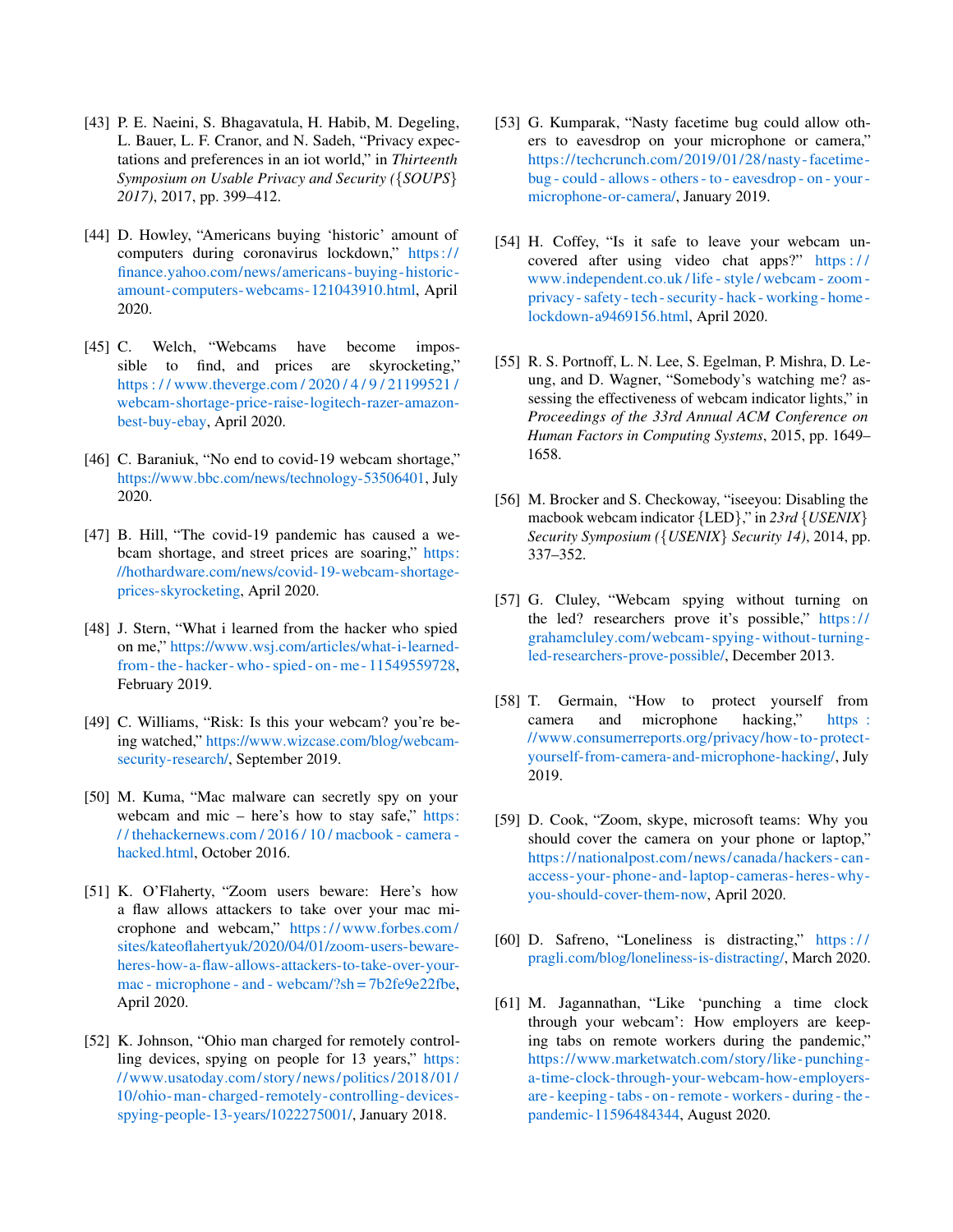[43] P. E. Naeini, S. Bhagavatula, H. Habib, M. Degeling, L. Bauer, L. F. Cranor, and N. Sadeh, "Privacy expectations and preferences in an iot world," in *Thirteenth Symposium on Usable Privacy and Security ({SOUPS} 2017)*, 2017, pp. 399–412.

[44] D. Howley, "Americans buying 'historic' amount of computers during coronavirus lockdown," https://finance.yahoo.com/news/americans-buying-historic-amount-computers-webcams-121043910.html, April 2020.

[45] C. Welch, "Webcams have become impossible to find, and prices are skyrocketing," https://www.theverge.com/2020/4/9/21199521/webcam-shortage-price-raise-logitech-razer-amazon-best-buy-ebay, April 2020.

[46] C. Baraniuk, "No end to covid-19 webcam shortage," https://www.bbc.com/news/technology-53506401, July 2020.

[47] B. Hill, "The covid-19 pandemic has caused a webcam shortage, and street prices are soaring," https://hothardware.com/news/covid-19-webcam-shortage-prices-skyrocketing, April 2020.

[48] J. Stern, "What i learned from the hacker who spied on me," https://www.wsj.com/articles/what-i-learned-from-the-hacker-who-spied-on-me-11549559728, February 2019.

[49] C. Williams, "Risk: Is this your webcam? you're being watched," https://www.wizcase.com/blog/webcam-security-research/, September 2019.

[50] M. Kuma, "Mac malware can secretly spy on your webcam and mic – here's how to stay safe," https://thehackernews.com/2016/10/macbook-camera-hacked.html, October 2016.

[51] K. O'Flaherty, "Zoom users beware: Here's how a flaw allows attackers to take over your mac microphone and webcam," https://www.forbes.com/sites/kateoflahertyuk/2020/04/01/zoom-users-beware-heres-how-a-flaw-allows-attackers-to-take-over-your-mac-microphone-and-webcam/?sh=7b2fe9e22fbe, April 2020.

[52] K. Johnson, "Ohio man charged for remotely controlling devices, spying on people for 13 years," https://www.usatoday.com/story/news/politics/2018/01/10/ohio-man-charged-remotely-controlling-devices-spying-people-13-years/1022275001/, January 2018.

[53] G. Kumparak, "Nasty facetime bug could allow others to eavesdrop on your microphone or camera," https://techcrunch.com/2019/01/28/nasty-facetime-bug-could-allows-others-to-eavesdrop-on-your-microphone-or-camera/, January 2019.

[54] H. Coffey, "Is it safe to leave your webcam uncovered after using video chat apps?" https://www.independent.co.uk/life-style/webcam-zoom-privacy-safety-tech-security-hack-working-home-lockdown-a9469156.html, April 2020.

[55] R. S. Portnoff, L. N. Lee, S. Egelman, P. Mishra, D. Leung, and D. Wagner, "Somebody's watching me? assessing the effectiveness of webcam indicator lights," in *Proceedings of the 33rd Annual ACM Conference on Human Factors in Computing Systems*, 2015, pp. 1649–1658.

[56] M. Brocker and S. Checkoway, "iseeyou: Disabling the macbook webcam indicator {LED}," in *23rd {USENIX} Security Symposium ({USENIX} Security 14)*, 2014, pp. 337–352.

[57] G. Cluley, "Webcam spying without turning on the led? researchers prove it's possible," https://grahamcluley.com/webcam-spying-without-turning-led-researchers-prove-possible/, December 2013.

[58] T. Germain, "How to protect yourself from camera and microphone hacking," https://www.consumerreports.org/privacy/how-to-protect-yourself-from-camera-and-microphone-hacking/, July 2019.

[59] D. Cook, "Zoom, skype, microsoft teams: Why you should cover the camera on your phone or laptop," https://nationalpost.com/news/canada/hackers-can-access-your-phone-and-laptop-cameras-heres-why-you-should-cover-them-now, April 2020.

[60] D. Safreno, "Loneliness is distracting," https://pragli.com/blog/loneliness-is-distracting/, March 2020.

[61] M. Jagannathan, "Like 'punching a time clock through your webcam': How employers are keeping tabs on remote workers during the pandemic," https://www.marketwatch.com/story/like-punching-a-time-clock-through-your-webcam-how-employers-are-keeping-tabs-on-remote-workers-during-the-pandemic-11596484344, August 2020.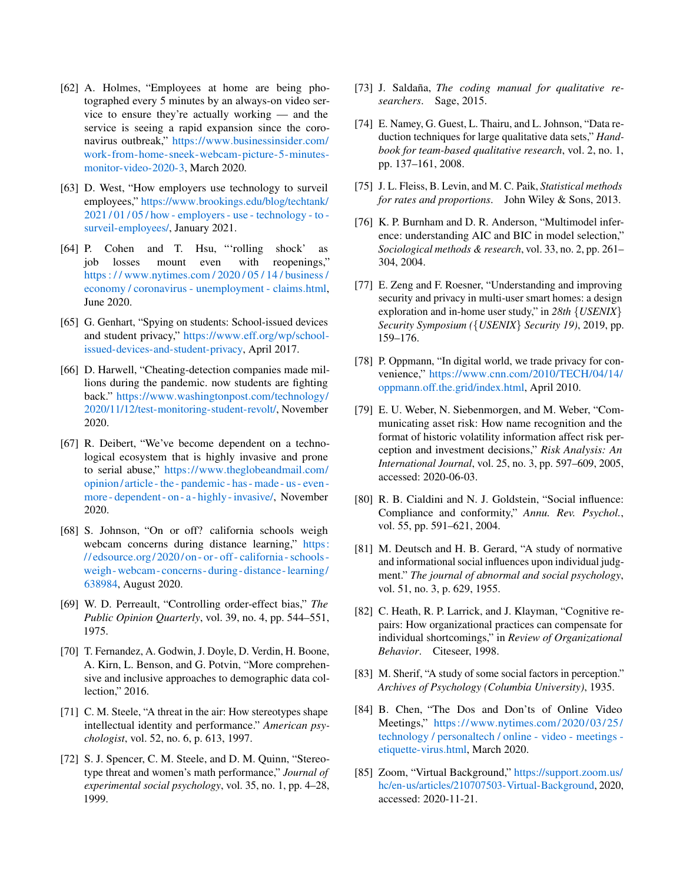[62] A. Holmes, "Employees at home are being photographed every 5 minutes by an always-on video service to ensure they're actually working — and the service is seeing a rapid expansion since the coronavirus outbreak," https://www.businessinsider.com/work-from-home-sneek-webcam-picture-5-minutes-monitor-video-2020-3, March 2020.

[63] D. West, "How employers use technology to surveil employees," https://www.brookings.edu/blog/techtank/2021/01/05/how-employers-use-technology-to-surveil-employees/, January 2021.

[64] P. Cohen and T. Hsu, "'rolling shock' as job losses mount even with reopenings," https://www.nytimes.com/2020/05/14/business/economy/coronavirus-unemployment-claims.html, June 2020.

[65] G. Genhart, "Spying on students: School-issued devices and student privacy," https://www.eff.org/wp/school-issued-devices-and-student-privacy, April 2017.

[66] D. Harwell, "Cheating-detection companies made millions during the pandemic. now students are fighting back." https://www.washingtonpost.com/technology/2020/11/12/test-monitoring-student-revolt/, November 2020.

[67] R. Deibert, "We've become dependent on a technological ecosystem that is highly invasive and prone to serial abuse," https://www.theglobeandmail.com/opinion/article-the-pandemic-has-made-us-even-more-dependent-on-a-highly-invasive/, November 2020.

[68] S. Johnson, "On or off? california schools weigh webcam concerns during distance learning," https://edsource.org/2020/on-or-off-california-schools-weigh-webcam-concerns-during-distance-learning/638984, August 2020.

[69] W. D. Perreault, "Controlling order-effect bias," *The Public Opinion Quarterly*, vol. 39, no. 4, pp. 544–551, 1975.

[70] T. Fernandez, A. Godwin, J. Doyle, D. Verdin, H. Boone, A. Kirn, L. Benson, and G. Potvin, "More comprehensive and inclusive approaches to demographic data collection," 2016.

[71] C. M. Steele, "A threat in the air: How stereotypes shape intellectual identity and performance." *American psychologist*, vol. 52, no. 6, p. 613, 1997.

[72] S. J. Spencer, C. M. Steele, and D. M. Quinn, "Stereotype threat and women's math performance," *Journal of experimental social psychology*, vol. 35, no. 1, pp. 4–28, 1999.

[73] J. Saldaña, *The coding manual for qualitative researchers*. Sage, 2015.

[74] E. Namey, G. Guest, L. Thairu, and L. Johnson, "Data reduction techniques for large qualitative data sets," *Handbook for team-based qualitative research*, vol. 2, no. 1, pp. 137–161, 2008.

[75] J. L. Fleiss, B. Levin, and M. C. Paik, *Statistical methods for rates and proportions*. John Wiley & Sons, 2013.

[76] K. P. Burnham and D. R. Anderson, "Multimodel inference: understanding AIC and BIC in model selection," *Sociological methods & research*, vol. 33, no. 2, pp. 261–304, 2004.

[77] E. Zeng and F. Roesner, "Understanding and improving security and privacy in multi-user smart homes: a design exploration and in-home user study," in *28th {USENIX} Security Symposium ({USENIX} Security 19)*, 2019, pp. 159–176.

[78] P. Oppmann, "In digital world, we trade privacy for convenience," https://www.cnn.com/2010/TECH/04/14/oppmann.off.the.grid/index.html, April 2010.

[79] E. U. Weber, N. Siebenmorgen, and M. Weber, "Communicating asset risk: How name recognition and the format of historic volatility information affect risk perception and investment decisions," *Risk Analysis: An International Journal*, vol. 25, no. 3, pp. 597–609, 2005, accessed: 2020-06-03.

[80] R. B. Cialdini and N. J. Goldstein, "Social influence: Compliance and conformity," *Annu. Rev. Psychol.*, vol. 55, pp. 591–621, 2004.

[81] M. Deutsch and H. B. Gerard, "A study of normative and informational social influences upon individual judgment." *The journal of abnormal and social psychology*, vol. 51, no. 3, p. 629, 1955.

[82] C. Heath, R. P. Larrick, and J. Klayman, "Cognitive repairs: How organizational practices can compensate for individual shortcomings," in *Review of Organizational Behavior*. Citeseer, 1998.

[83] M. Sherif, "A study of some social factors in perception." *Archives of Psychology (Columbia University)*, 1935.

[84] B. Chen, "The Dos and Don'ts of Online Video Meetings," https://www.nytimes.com/2020/03/25/technology/personaltech/online-video-meetings-etiquette-virus.html, March 2020.

[85] Zoom, "Virtual Background," https://support.zoom.us/hc/en-us/articles/210707503-Virtual-Background, 2020, accessed: 2020-11-21.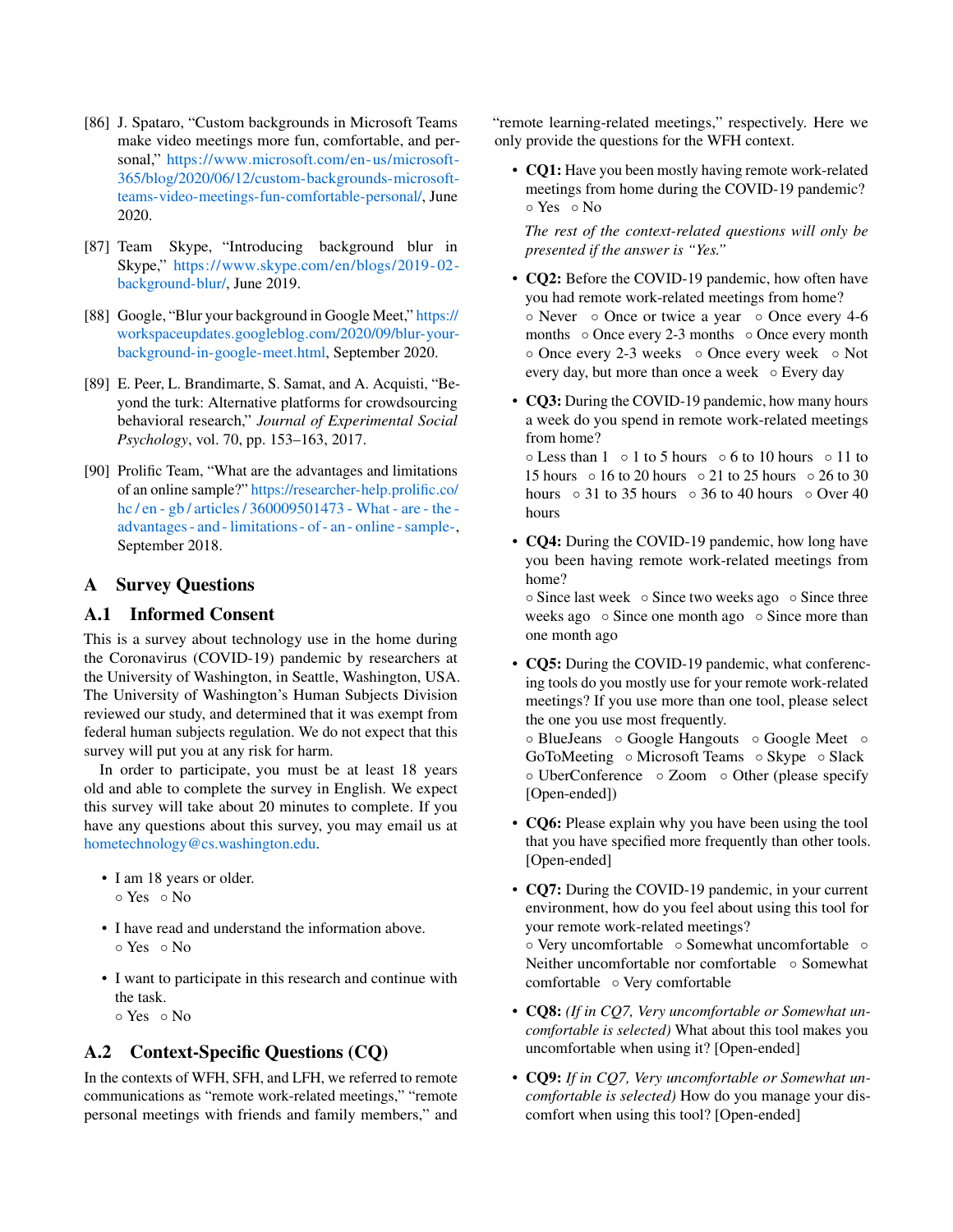[86] J. Spataro, "Custom backgrounds in Microsoft Teams make video meetings more fun, comfortable, and personal," https://www.microsoft.com/en-us/microsoft-365/blog/2020/06/12/custom-backgrounds-microsoft-teams-video-meetings-fun-comfortable-personal/, June 2020.

[87] Team Skype, "Introducing background blur in Skype," https://www.skype.com/en/blogs/2019-02-background-blur/, June 2019.

[88] Google, "Blur your background in Google Meet," https://workspaceupdates.googleblog.com/2020/09/blur-your-background-in-google-meet.html, September 2020.

[89] E. Peer, L. Brandimarte, S. Samat, and A. Acquisti, "Beyond the turk: Alternative platforms for crowdsourcing behavioral research," *Journal of Experimental Social Psychology*, vol. 70, pp. 153–163, 2017.

[90] Prolific Team, "What are the advantages and limitations of an online sample?" https://researcher-help.prolific.co/hc/en-gb/articles/360009501473-What-are-the-advantages-and-limitations-of-an-online-sample-, September 2018.

## A Survey Questions

### A.1 Informed Consent

This is a survey about technology use in the home during the Coronavirus (COVID-19) pandemic by researchers at the University of Washington, in Seattle, Washington, USA. The University of Washington's Human Subjects Division reviewed our study, and determined that it was exempt from federal human subjects regulation. We do not expect that this survey will put you at any risk for harm.

In order to participate, you must be at least 18 years old and able to complete the survey in English. We expect this survey will take about 20 minutes to complete. If you have any questions about this survey, you may email us at hometechnology@cs.washington.edu.

- I am 18 years or older.
  ○ Yes ○ No
- I have read and understand the information above.
  ○ Yes ○ No
- I want to participate in this research and continue with the task.
  ○ Yes ○ No

### A.2 Context-Specific Questions (CQ)

In the contexts of WFH, SFH, and LFH, we referred to remote communications as "remote work-related meetings," "remote personal meetings with friends and family members," and "remote learning-related meetings," respectively. Here we only provide the questions for the WFH context.

- **CQ1:** Have you been mostly having remote work-related meetings from home during the COVID-19 pandemic?
  ○ Yes ○ No

  *The rest of the context-related questions will only be presented if the answer is "Yes."*

- **CQ2:** Before the COVID-19 pandemic, how often have you had remote work-related meetings from home?
  ○ Never ○ Once or twice a year ○ Once every 4-6 months ○ Once every 2-3 months ○ Once every month ○ Once every 2-3 weeks ○ Once every week ○ Not every day, but more than once a week ○ Every day

- **CQ3:** During the COVID-19 pandemic, how many hours a week do you spend in remote work-related meetings from home?
  ○ Less than 1 ○ 1 to 5 hours ○ 6 to 10 hours ○ 11 to 15 hours ○ 16 to 20 hours ○ 21 to 25 hours ○ 26 to 30 hours ○ 31 to 35 hours ○ 36 to 40 hours ○ Over 40 hours

- **CQ4:** During the COVID-19 pandemic, how long have you been having remote work-related meetings from home?
  ○ Since last week ○ Since two weeks ago ○ Since three weeks ago ○ Since one month ago ○ Since more than one month ago

- **CQ5:** During the COVID-19 pandemic, what conferencing tools do you mostly use for your remote work-related meetings? If you use more than one tool, please select the one you use most frequently.
  ○ BlueJeans ○ Google Hangouts ○ Google Meet ○ GoToMeeting ○ Microsoft Teams ○ Skype ○ Slack ○ UberConference ○ Zoom ○ Other (please specify [Open-ended])

- **CQ6:** Please explain why you have been using the tool that you have specified more frequently than other tools. [Open-ended]

- **CQ7:** During the COVID-19 pandemic, in your current environment, how do you feel about using this tool for your remote work-related meetings?
  ○ Very uncomfortable ○ Somewhat uncomfortable ○ Neither uncomfortable nor comfortable ○ Somewhat comfortable ○ Very comfortable

- **CQ8:** *(If in CQ7, Very uncomfortable or Somewhat uncomfortable is selected)* What about this tool makes you uncomfortable when using it? [Open-ended]

- **CQ9:** *If in CQ7, Very uncomfortable or Somewhat uncomfortable is selected)* How do you manage your discomfort when using this tool? [Open-ended]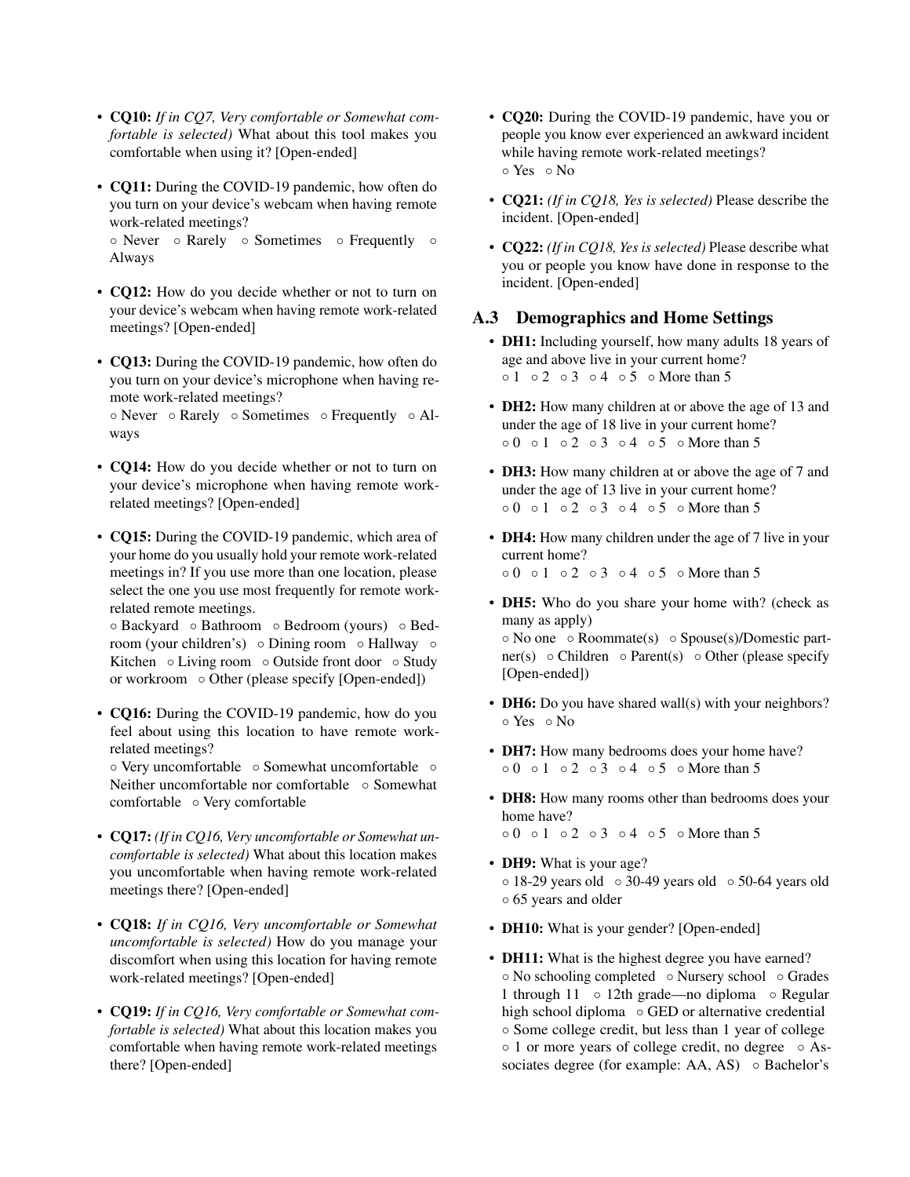- **CQ10:** *If in CQ7, Very comfortable or Somewhat comfortable is selected)* What about this tool makes you comfortable when using it? [Open-ended]

- **CQ11:** During the COVID-19 pandemic, how often do you turn on your device's webcam when having remote work-related meetings?
  ○ Never ○ Rarely ○ Sometimes ○ Frequently ○ Always

- **CQ12:** How do you decide whether or not to turn on your device's webcam when having remote work-related meetings? [Open-ended]

- **CQ13:** During the COVID-19 pandemic, how often do you turn on your device's microphone when having remote work-related meetings?
  ○ Never ○ Rarely ○ Sometimes ○ Frequently ○ Always

- **CQ14:** How do you decide whether or not to turn on your device's microphone when having remote work-related meetings? [Open-ended]

- **CQ15:** During the COVID-19 pandemic, which area of your home do you usually hold your remote work-related meetings in? If you use more than one location, please select the one you use most frequently for remote work-related remote meetings.
  ○ Backyard ○ Bathroom ○ Bedroom (yours) ○ Bedroom (your children's) ○ Dining room ○ Hallway ○ Kitchen ○ Living room ○ Outside front door ○ Study or workroom ○ Other (please specify [Open-ended])

- **CQ16:** During the COVID-19 pandemic, how do you feel about using this location to have remote work-related meetings?
  ○ Very uncomfortable ○ Somewhat uncomfortable ○ Neither uncomfortable nor comfortable ○ Somewhat comfortable ○ Very comfortable

- **CQ17:** *(If in CQ16, Very uncomfortable or Somewhat uncomfortable is selected)* What about this location makes you uncomfortable when having remote work-related meetings there? [Open-ended]

- **CQ18:** *If in CQ16, Very uncomfortable or Somewhat uncomfortable is selected)* How do you manage your discomfort when using this location for having remote work-related meetings? [Open-ended]

- **CQ19:** *If in CQ16, Very comfortable or Somewhat comfortable is selected)* What about this location makes you comfortable when having remote work-related meetings there? [Open-ended]

- **CQ20:** During the COVID-19 pandemic, have you or people you know ever experienced an awkward incident while having remote work-related meetings?
  ○ Yes ○ No

- **CQ21:** *(If in CQ18, Yes is selected)* Please describe the incident. [Open-ended]

- **CQ22:** *(If in CQ18, Yes is selected)* Please describe what you or people you know have done in response to the incident. [Open-ended]

### A.3 Demographics and Home Settings

- **DH1:** Including yourself, how many adults 18 years of age and above live in your current home?
  ○ 1 ○ 2 ○ 3 ○ 4 ○ 5 ○ More than 5

- **DH2:** How many children at or above the age of 13 and under the age of 18 live in your current home?
  ○ 0 ○ 1 ○ 2 ○ 3 ○ 4 ○ 5 ○ More than 5

- **DH3:** How many children at or above the age of 7 and under the age of 13 live in your current home?
  ○ 0 ○ 1 ○ 2 ○ 3 ○ 4 ○ 5 ○ More than 5

- **DH4:** How many children under the age of 7 live in your current home?
  ○ 0 ○ 1 ○ 2 ○ 3 ○ 4 ○ 5 ○ More than 5

- **DH5:** Who do you share your home with? (check as many as apply)
  ○ No one ○ Roommate(s) ○ Spouse(s)/Domestic partner(s) ○ Children ○ Parent(s) ○ Other (please specify [Open-ended])

- **DH6:** Do you have shared wall(s) with your neighbors?
  ○ Yes ○ No

- **DH7:** How many bedrooms does your home have?
  ○ 0 ○ 1 ○ 2 ○ 3 ○ 4 ○ 5 ○ More than 5

- **DH8:** How many rooms other than bedrooms does your home have?
  ○ 0 ○ 1 ○ 2 ○ 3 ○ 4 ○ 5 ○ More than 5

- **DH9:** What is your age?
  ○ 18-29 years old ○ 30-49 years old ○ 50-64 years old ○ 65 years and older

- **DH10:** What is your gender? [Open-ended]

- **DH11:** What is the highest degree you have earned?
  ○ No schooling completed ○ Nursery school ○ Grades 1 through 11 ○ 12th grade—no diploma ○ Regular high school diploma ○ GED or alternative credential ○ Some college credit, but less than 1 year of college ○ 1 or more years of college credit, no degree ○ Associates degree (for example: AA, AS) ○ Bachelor's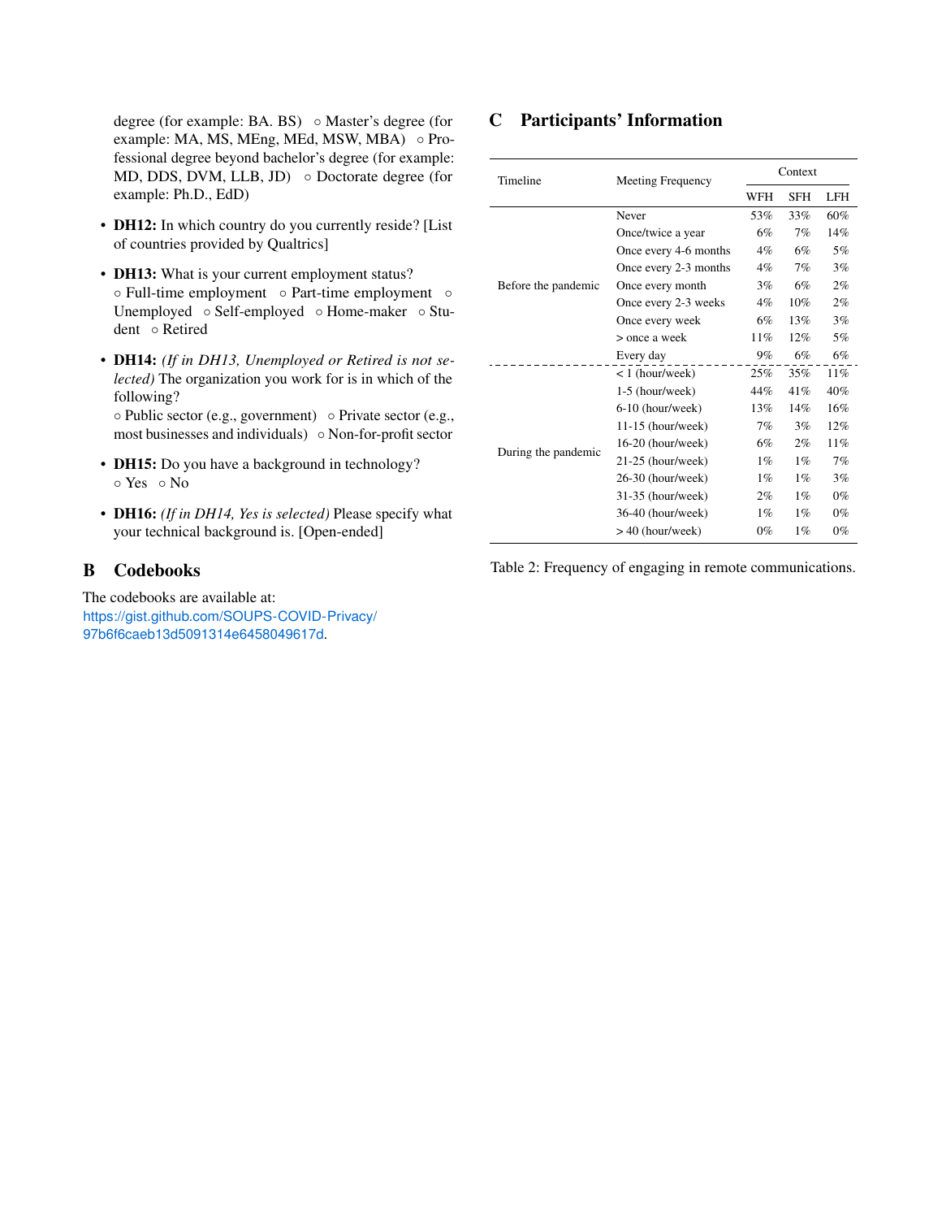degree (for example: BA. BS) ○ Master's degree (for example: MA, MS, MEng, MEd, MSW, MBA) ○ Professional degree beyond bachelor's degree (for example: MD, DDS, DVM, LLB, JD) ○ Doctorate degree (for example: Ph.D., EdD)

- **DH12:** In which country do you currently reside? [List of countries provided by Qualtrics]
- **DH13:** What is your current employment status? ○ Full-time employment ○ Part-time employment ○ Unemployed ○ Self-employed ○ Home-maker ○ Student ○ Retired
- **DH14:** *(If in DH13, Unemployed or Retired is not selected)* The organization you work for is in which of the following?
  ○ Public sector (e.g., government) ○ Private sector (e.g., most businesses and individuals) ○ Non-for-profit sector
- **DH15:** Do you have a background in technology? ○ Yes ○ No
- **DH16:** *(If in DH14, Yes is selected)* Please specify what your technical background is. [Open-ended]

# B Codebooks

The codebooks are available at: https://gist.github.com/SOUPS-COVID-Privacy/97b6f6caeb13d5091314e6458049617d.

# C Participants' Information

| Timeline | Meeting Frequency | Context | | |
|---|---|---|---|---|
| | | WFH | SFH | LFH |
| Before the pandemic | Never | 53% | 33% | 60% |
| | Once/twice a year | 6% | 7% | 14% |
| | Once every 4-6 months | 4% | 6% | 5% |
| | Once every 2-3 months | 4% | 7% | 3% |
| | Once every month | 3% | 6% | 2% |
| | Once every 2-3 weeks | 4% | 10% | 2% |
| | Once every week | 6% | 13% | 3% |
| | > once a week | 11% | 12% | 5% |
| | Every day | 9% | 6% | 6% |
| During the pandemic | < 1 (hour/week) | 25% | 35% | 11% |
| | 1-5 (hour/week) | 44% | 41% | 40% |
| | 6-10 (hour/week) | 13% | 14% | 16% |
| | 11-15 (hour/week) | 7% | 3% | 12% |
| | 16-20 (hour/week) | 6% | 2% | 11% |
| | 21-25 (hour/week) | 1% | 1% | 7% |
| | 26-30 (hour/week) | 1% | 1% | 3% |
| | 31-35 (hour/week) | 2% | 1% | 0% |
| | 36-40 (hour/week) | 1% | 1% | 0% |
| | > 40 (hour/week) | 0% | 1% | 0% |

Table 2: Frequency of engaging in remote communications.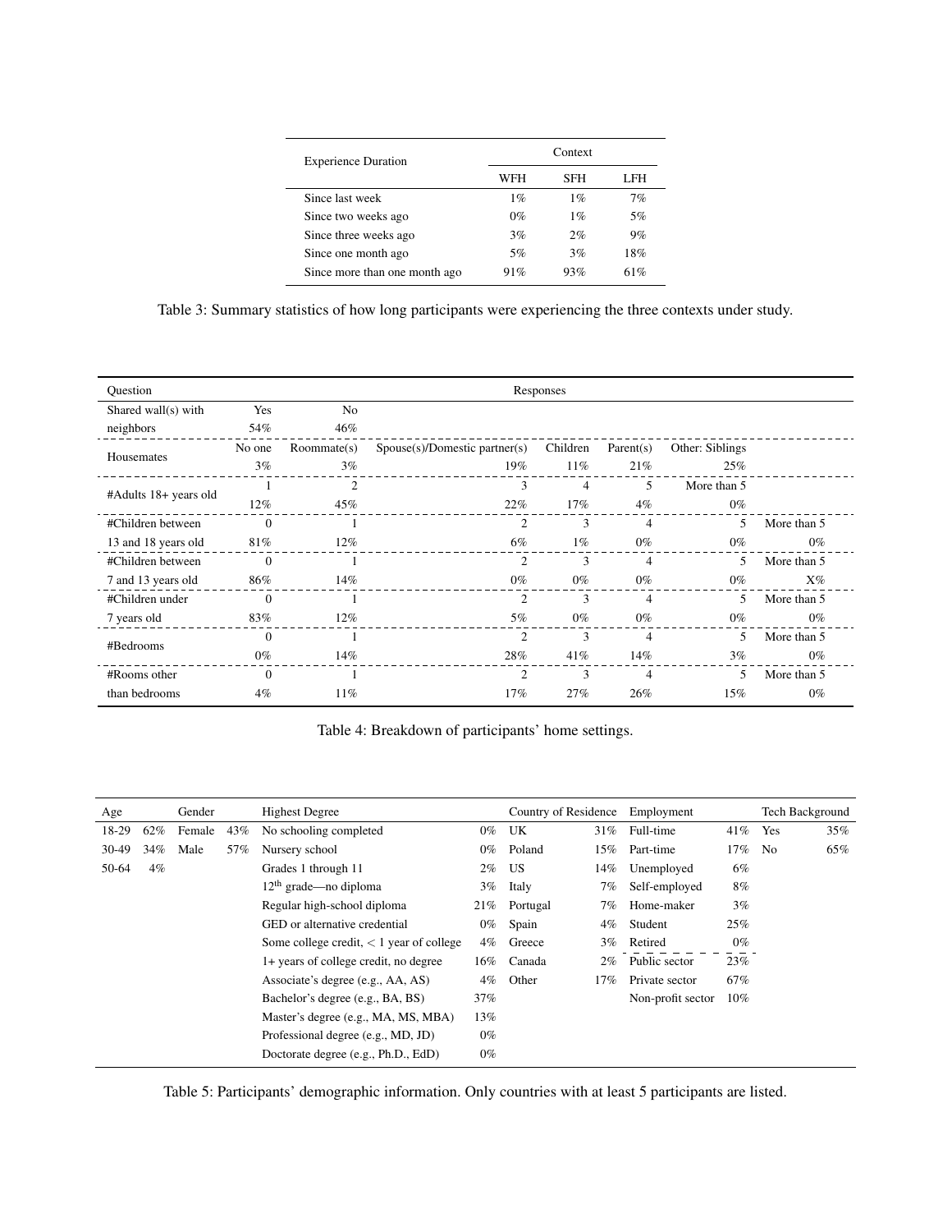| Experience Duration | Context | | |
|---|---|---|---|
| | WFH | SFH | LFH |
| Since last week | 1% | 1% | 7% |
| Since two weeks ago | 0% | 1% | 5% |
| Since three weeks ago | 3% | 2% | 9% |
| Since one month ago | 5% | 3% | 18% |
| Since more than one month ago | 91% | 93% | 61% |

Table 3: Summary statistics of how long participants were experiencing the three contexts under study.

| Question | Responses | | | | | | |
|---|---|---|---|---|---|---|---|
| Shared wall(s) with neighbors | Yes | No | | | | | |
| | 54% | 46% | | | | | |
| Housemates | No one | Roommate(s) | Spouse(s)/Domestic partner(s) | Children | Parent(s) | Other: Siblings | |
| | 3% | 3% | 19% | 11% | 21% | 25% | |
| #Adults 18+ years old | 1 | 2 | 3 | 4 | 5 | More than 5 | |
| | 12% | 45% | 22% | 17% | 4% | 0% | |
| #Children between 13 and 18 years old | 0 | 1 | 2 | 3 | 4 | 5 | More than 5 |
| | 81% | 12% | 6% | 1% | 0% | 0% | 0% |
| #Children between 7 and 13 years old | 0 | 1 | 2 | 3 | 4 | 5 | More than 5 |
| | 86% | 14% | 0% | 0% | 0% | 0% | X% |
| #Children under 7 years old | 0 | 1 | 2 | 3 | 4 | 5 | More than 5 |
| | 83% | 12% | 5% | 0% | 0% | 0% | 0% |
| #Bedrooms | 0 | 1 | 2 | 3 | 4 | 5 | More than 5 |
| | 0% | 14% | 28% | 41% | 14% | 3% | 0% |
| #Rooms other than bedrooms | 0 | 1 | 2 | 3 | 4 | 5 | More than 5 |
| | 4% | 11% | 17% | 27% | 26% | 15% | 0% |

Table 4: Breakdown of participants' home settings.

| Age | | Gender | | Highest Degree | | Country of Residence | | Employment | | Tech Background | |
|---|---|---|---|---|---|---|---|---|---|---|---|
| 18-29 | 62% | Female | 43% | No schooling completed | 0% | UK | 31% | Full-time | 41% | Yes | 35% |
| 30-49 | 34% | Male | 57% | Nursery school | 0% | Poland | 15% | Part-time | 17% | No | 65% |
| 50-64 | 4% | | | Grades 1 through 11 | 2% | US | 14% | Unemployed | 6% | | |
| | | | | 12th grade—no diploma | 3% | Italy | 7% | Self-employed | 8% | | |
| | | | | Regular high-school diploma | 21% | Portugal | 7% | Home-maker | 3% | | |
| | | | | GED or alternative credential | 0% | Spain | 4% | Student | 25% | | |
| | | | | Some college credit, < 1 year of college | 4% | Greece | 3% | Retired | 0% | | |
| | | | | 1+ years of college credit, no degree | 16% | Canada | 2% | Public sector | 23% | | |
| | | | | Associate's degree (e.g., AA, AS) | 4% | Other | 17% | Private sector | 67% | | |
| | | | | Bachelor's degree (e.g., BA, BS) | 37% | | | Non-profit sector | 10% | | |
| | | | | Master's degree (e.g., MA, MS, MBA) | 13% | | | | | | |
| | | | | Professional degree (e.g., MD, JD) | 0% | | | | | | |
| | | | | Doctorate degree (e.g., Ph.D., EdD) | 0% | | | | | | |

Table 5: Participants' demographic information. Only countries with at least 5 participants are listed.